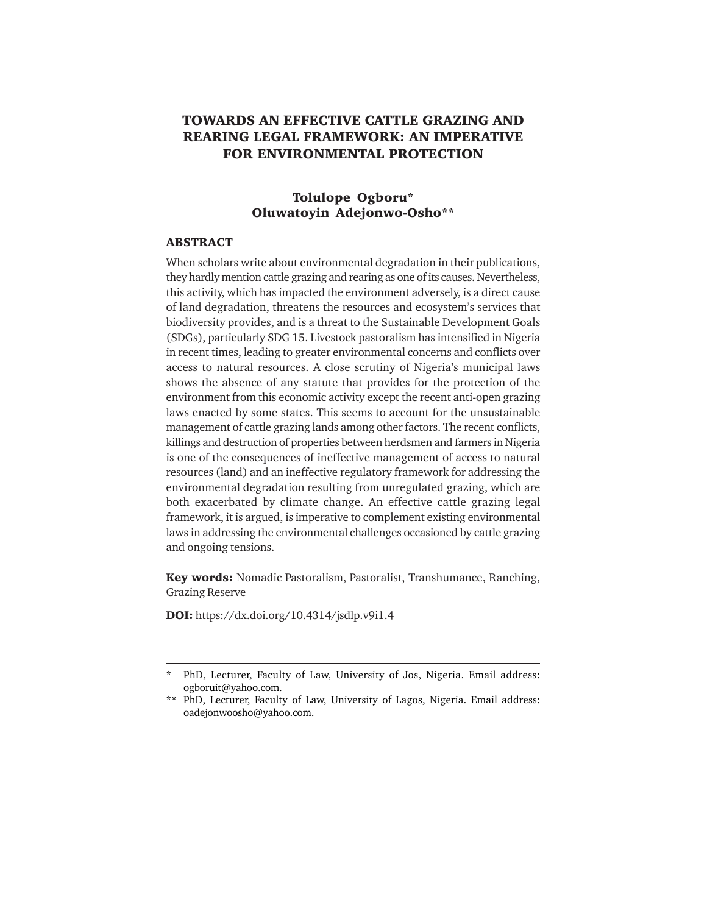# TOWARDS AN EFFECTIVE CATTLE GRAZING AND REARING LEGAL FRAMEWORK: AN IMPERATIVE FOR ENVIRONMENTAL PROTECTION

**Tolulope Ogboru***
**Oluwatoyin Adejonwo-Osho****

## ABSTRACT

When scholars write about environmental degradation in their publications, they hardly mention cattle grazing and rearing as one of its causes. Nevertheless, this activity, which has impacted the environment adversely, is a direct cause of land degradation, threatens the resources and ecosystem's services that biodiversity provides, and is a threat to the Sustainable Development Goals (SDGs), particularly SDG 15. Livestock pastoralism has intensified in Nigeria in recent times, leading to greater environmental concerns and conflicts over access to natural resources. A close scrutiny of Nigeria's municipal laws shows the absence of any statute that provides for the protection of the environment from this economic activity except the recent anti-open grazing laws enacted by some states. This seems to account for the unsustainable management of cattle grazing lands among other factors. The recent conflicts, killings and destruction of properties between herdsmen and farmers in Nigeria is one of the consequences of ineffective management of access to natural resources (land) and an ineffective regulatory framework for addressing the environmental degradation resulting from unregulated grazing, which are both exacerbated by climate change. An effective cattle grazing legal framework, it is argued, is imperative to complement existing environmental laws in addressing the environmental challenges occasioned by cattle grazing and ongoing tensions.

**Key words:** Nomadic Pastoralism, Pastoralist, Transhumance, Ranching, Grazing Reserve

**DOI:** https://dx.doi.org/10.4314/jsdlp.v9i1.4

---

\* PhD, Lecturer, Faculty of Law, University of Jos, Nigeria. Email address: ogboruit@yahoo.com.

\*\* PhD, Lecturer, Faculty of Law, University of Lagos, Nigeria. Email address: oadejonwoosho@yahoo.com.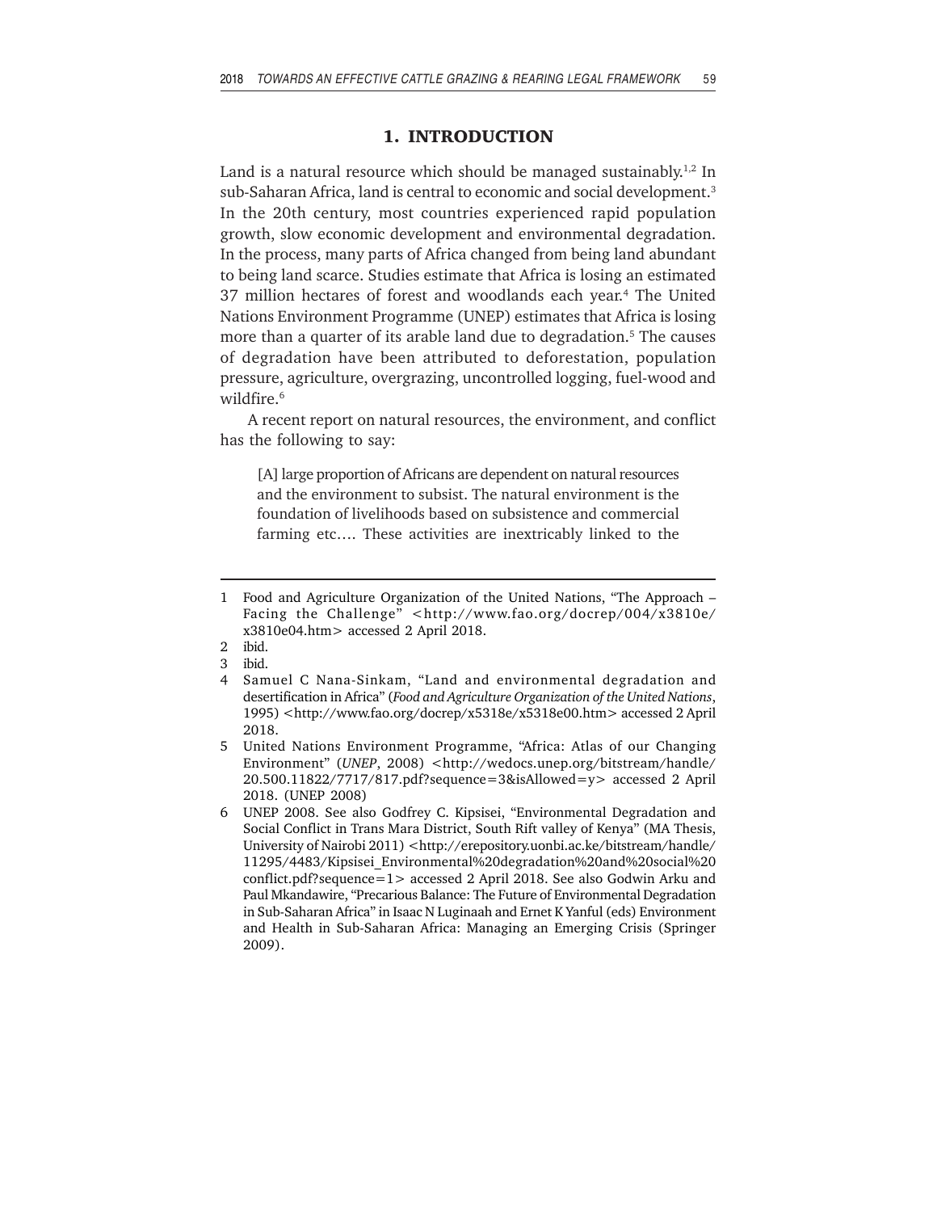## 1. INTRODUCTION

Land is a natural resource which should be managed sustainably.[1,2] In sub-Saharan Africa, land is central to economic and social development.[3] In the 20th century, most countries experienced rapid population growth, slow economic development and environmental degradation. In the process, many parts of Africa changed from being land abundant to being land scarce. Studies estimate that Africa is losing an estimated 37 million hectares of forest and woodlands each year.[4] The United Nations Environment Programme (UNEP) estimates that Africa is losing more than a quarter of its arable land due to degradation.[5] The causes of degradation have been attributed to deforestation, population pressure, agriculture, overgrazing, uncontrolled logging, fuel-wood and wildfire.[6]

A recent report on natural resources, the environment, and conflict has the following to say:

> [A] large proportion of Africans are dependent on natural resources and the environment to subsist. The natural environment is the foundation of livelihoods based on subsistence and commercial farming etc…. These activities are inextricably linked to the

---

1 Food and Agriculture Organization of the United Nations, "The Approach – Facing the Challenge" <http://www.fao.org/docrep/004/x3810e/x3810e04.htm> accessed 2 April 2018.

2 ibid.

3 ibid.

4 Samuel C Nana-Sinkam, "Land and environmental degradation and desertification in Africa" (*Food and Agriculture Organization of the United Nations*, 1995) <http://www.fao.org/docrep/x5318e/x5318e00.htm> accessed 2 April 2018.

5 United Nations Environment Programme, "Africa: Atlas of our Changing Environment" (*UNEP*, 2008) <http://wedocs.unep.org/bitstream/handle/20.500.11822/7717/817.pdf?sequence=3&isAllowed=y> accessed 2 April 2018. (UNEP 2008)

6 UNEP 2008. See also Godfrey C. Kipsisei, "Environmental Degradation and Social Conflict in Trans Mara District, South Rift valley of Kenya" (MA Thesis, University of Nairobi 2011) <http://erepository.uonbi.ac.ke/bitstream/handle/11295/4483/Kipsisei_Environmental%20degradation%20and%20social%20conflict.pdf?sequence=1> accessed 2 April 2018. See also Godwin Arku and Paul Mkandawire, "Precarious Balance: The Future of Environmental Degradation in Sub-Saharan Africa" in Isaac N Luginaah and Ernet K Yanful (eds) Environment and Health in Sub-Saharan Africa: Managing an Emerging Crisis (Springer 2009).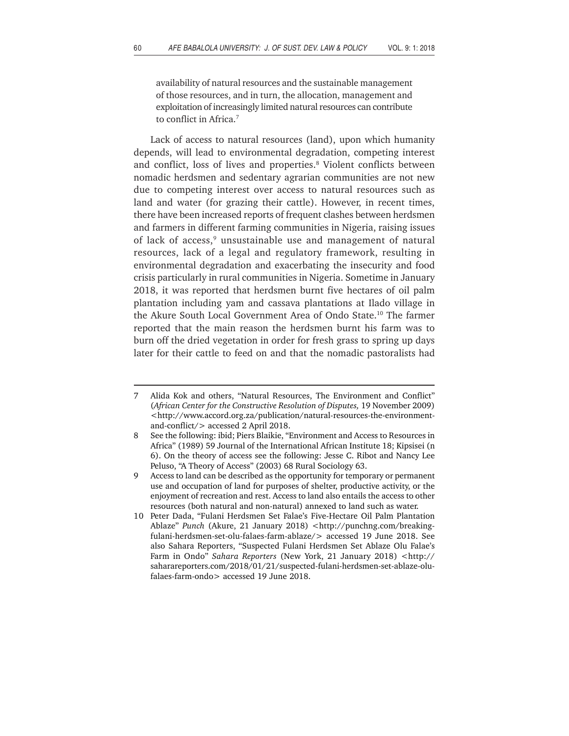> availability of natural resources and the sustainable management of those resources, and in turn, the allocation, management and exploitation of increasingly limited natural resources can contribute to conflict in Africa.[7]

Lack of access to natural resources (land), upon which humanity depends, will lead to environmental degradation, competing interest and conflict, loss of lives and properties.[8] Violent conflicts between nomadic herdsmen and sedentary agrarian communities are not new due to competing interest over access to natural resources such as land and water (for grazing their cattle). However, in recent times, there have been increased reports of frequent clashes between herdsmen and farmers in different farming communities in Nigeria, raising issues of lack of access,[9] unsustainable use and management of natural resources, lack of a legal and regulatory framework, resulting in environmental degradation and exacerbating the insecurity and food crisis particularly in rural communities in Nigeria. Sometime in January 2018, it was reported that herdsmen burnt five hectares of oil palm plantation including yam and cassava plantations at Ilado village in the Akure South Local Government Area of Ondo State.[10] The farmer reported that the main reason the herdsmen burnt his farm was to burn off the dried vegetation in order for fresh grass to spring up days later for their cattle to feed on and that the nomadic pastoralists had

---

7 Alida Kok and others, "Natural Resources, The Environment and Conflict" (*African Center for the Constructive Resolution of Disputes,* 19 November 2009) <http://www.accord.org.za/publication/natural-resources-the-environment-and-conflict/> accessed 2 April 2018.

8 See the following: ibid; Piers Blaikie, "Environment and Access to Resources in Africa" (1989) 59 Journal of the International African Institute 18; Kipsisei (n 6). On the theory of access see the following: Jesse C. Ribot and Nancy Lee Peluso, "A Theory of Access" (2003) 68 Rural Sociology 63.

9 Access to land can be described as the opportunity for temporary or permanent use and occupation of land for purposes of shelter, productive activity, or the enjoyment of recreation and rest. Access to land also entails the access to other resources (both natural and non-natural) annexed to land such as water.

10 Peter Dada, "Fulani Herdsmen Set Falae's Five-Hectare Oil Palm Plantation Ablaze" *Punch* (Akure, 21 January 2018) <http://punchng.com/breaking-fulani-herdsmen-set-olu-falaes-farm-ablaze/> accessed 19 June 2018. See also Sahara Reporters, "Suspected Fulani Herdsmen Set Ablaze Olu Falae's Farm in Ondo" *Sahara Reporters* (New York, 21 January 2018) <http://saharareporters.com/2018/01/21/suspected-fulani-herdsmen-set-ablaze-olu-falaes-farm-ondo> accessed 19 June 2018.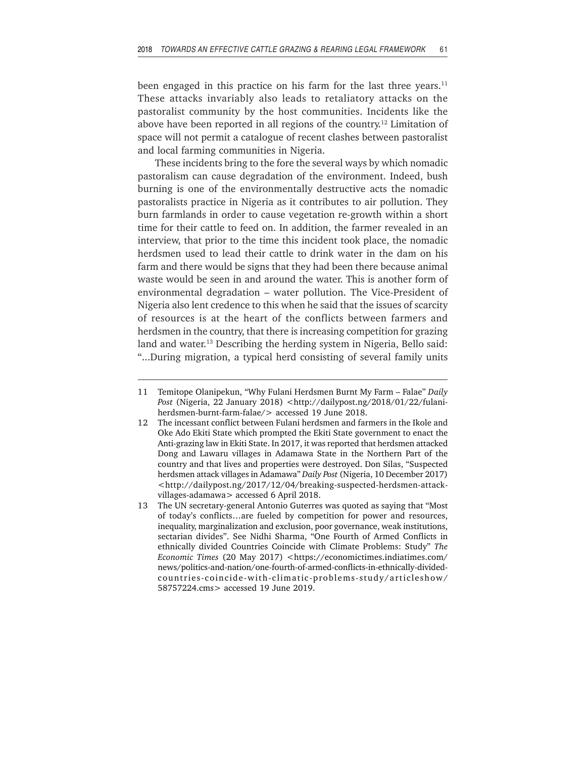been engaged in this practice on his farm for the last three years.[11] These attacks invariably also leads to retaliatory attacks on the pastoralist community by the host communities. Incidents like the above have been reported in all regions of the country.[12] Limitation of space will not permit a catalogue of recent clashes between pastoralist and local farming communities in Nigeria.

These incidents bring to the fore the several ways by which nomadic pastoralism can cause degradation of the environment. Indeed, bush burning is one of the environmentally destructive acts the nomadic pastoralists practice in Nigeria as it contributes to air pollution. They burn farmlands in order to cause vegetation re-growth within a short time for their cattle to feed on. In addition, the farmer revealed in an interview, that prior to the time this incident took place, the nomadic herdsmen used to lead their cattle to drink water in the dam on his farm and there would be signs that they had been there because animal waste would be seen in and around the water. This is another form of environmental degradation – water pollution. The Vice-President of Nigeria also lent credence to this when he said that the issues of scarcity of resources is at the heart of the conflicts between farmers and herdsmen in the country, that there is increasing competition for grazing land and water.[13] Describing the herding system in Nigeria, Bello said: "...During migration, a typical herd consisting of several family units

---

11 Temitope Olanipekun, "Why Fulani Herdsmen Burnt My Farm – Falae" *Daily Post* (Nigeria, 22 January 2018) <http://dailypost.ng/2018/01/22/fulani-herdsmen-burnt-farm-falae/> accessed 19 June 2018.

12 The incessant conflict between Fulani herdsmen and farmers in the Ikole and Oke Ado Ekiti State which prompted the Ekiti State government to enact the Anti-grazing law in Ekiti State. In 2017, it was reported that herdsmen attacked Dong and Lawaru villages in Adamawa State in the Northern Part of the country and that lives and properties were destroyed. Don Silas, "Suspected herdsmen attack villages in Adamawa" *Daily Post* (Nigeria, 10 December 2017) <http://dailypost.ng/2017/12/04/breaking-suspected-herdsmen-attack-villages-adamawa> accessed 6 April 2018.

13 The UN secretary-general Antonio Guterres was quoted as saying that "Most of today's conflicts…are fueled by competition for power and resources, inequality, marginalization and exclusion, poor governance, weak institutions, sectarian divides". See Nidhi Sharma, "One Fourth of Armed Conflicts in ethnically divided Countries Coincide with Climate Problems: Study" *The Economic Times* (20 May 2017) <https://economictimes.indiatimes.com/news/politics-and-nation/one-fourth-of-armed-conflicts-in-ethnically-divided-countries-coincide-with-climatic-problems-study/articleshow/58757224.cms> accessed 19 June 2019.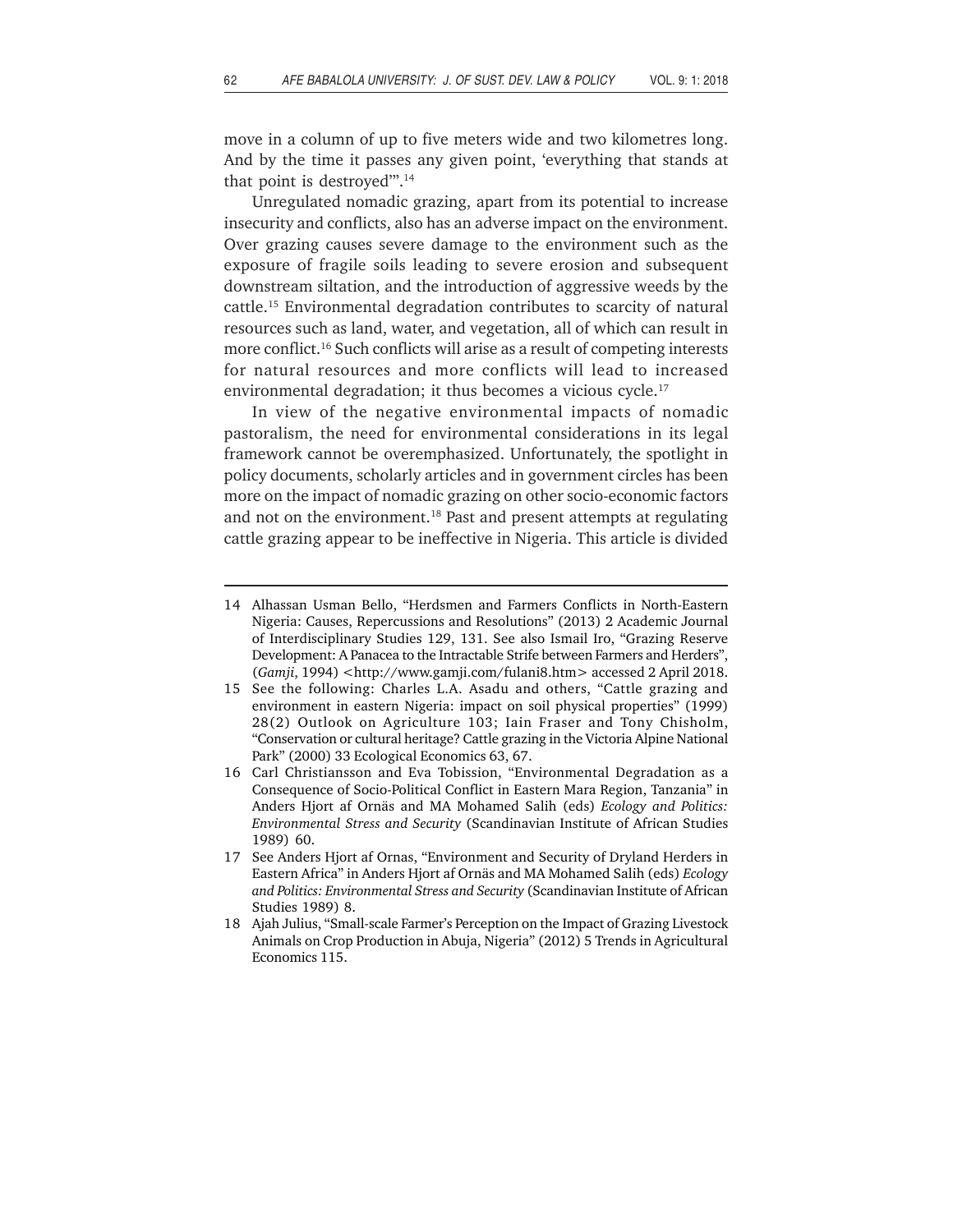move in a column of up to five meters wide and two kilometres long. And by the time it passes any given point, 'everything that stands at that point is destroyed'".[14]

Unregulated nomadic grazing, apart from its potential to increase insecurity and conflicts, also has an adverse impact on the environment. Over grazing causes severe damage to the environment such as the exposure of fragile soils leading to severe erosion and subsequent downstream siltation, and the introduction of aggressive weeds by the cattle.[15] Environmental degradation contributes to scarcity of natural resources such as land, water, and vegetation, all of which can result in more conflict.[16] Such conflicts will arise as a result of competing interests for natural resources and more conflicts will lead to increased environmental degradation; it thus becomes a vicious cycle.[17]

In view of the negative environmental impacts of nomadic pastoralism, the need for environmental considerations in its legal framework cannot be overemphasized. Unfortunately, the spotlight in policy documents, scholarly articles and in government circles has been more on the impact of nomadic grazing on other socio-economic factors and not on the environment.[18] Past and present attempts at regulating cattle grazing appear to be ineffective in Nigeria. This article is divided

---

14 Alhassan Usman Bello, "Herdsmen and Farmers Conflicts in North-Eastern Nigeria: Causes, Repercussions and Resolutions" (2013) 2 Academic Journal of Interdisciplinary Studies 129, 131. See also Ismail Iro, "Grazing Reserve Development: A Panacea to the Intractable Strife between Farmers and Herders", (*Gamji*, 1994) <http://www.gamji.com/fulani8.htm> accessed 2 April 2018.

15 See the following: Charles L.A. Asadu and others, "Cattle grazing and environment in eastern Nigeria: impact on soil physical properties" (1999) 28(2) Outlook on Agriculture 103; Iain Fraser and Tony Chisholm, "Conservation or cultural heritage? Cattle grazing in the Victoria Alpine National Park" (2000) 33 Ecological Economics 63, 67.

16 Carl Christiansson and Eva Tobisson, "Environmental Degradation as a Consequence of Socio-Political Conflict in Eastern Mara Region, Tanzania" in Anders Hjort af Ornäs and MA Mohamed Salih (eds) *Ecology and Politics: Environmental Stress and Security* (Scandinavian Institute of African Studies 1989) 60.

17 See Anders Hjort af Ornas, "Environment and Security of Dryland Herders in Eastern Africa" in Anders Hjort af Ornäs and MA Mohamed Salih (eds) *Ecology and Politics: Environmental Stress and Security* (Scandinavian Institute of African Studies 1989) 8.

18 Ajah Julius, "Small-scale Farmer's Perception on the Impact of Grazing Livestock Animals on Crop Production in Abuja, Nigeria" (2012) 5 Trends in Agricultural Economics 115.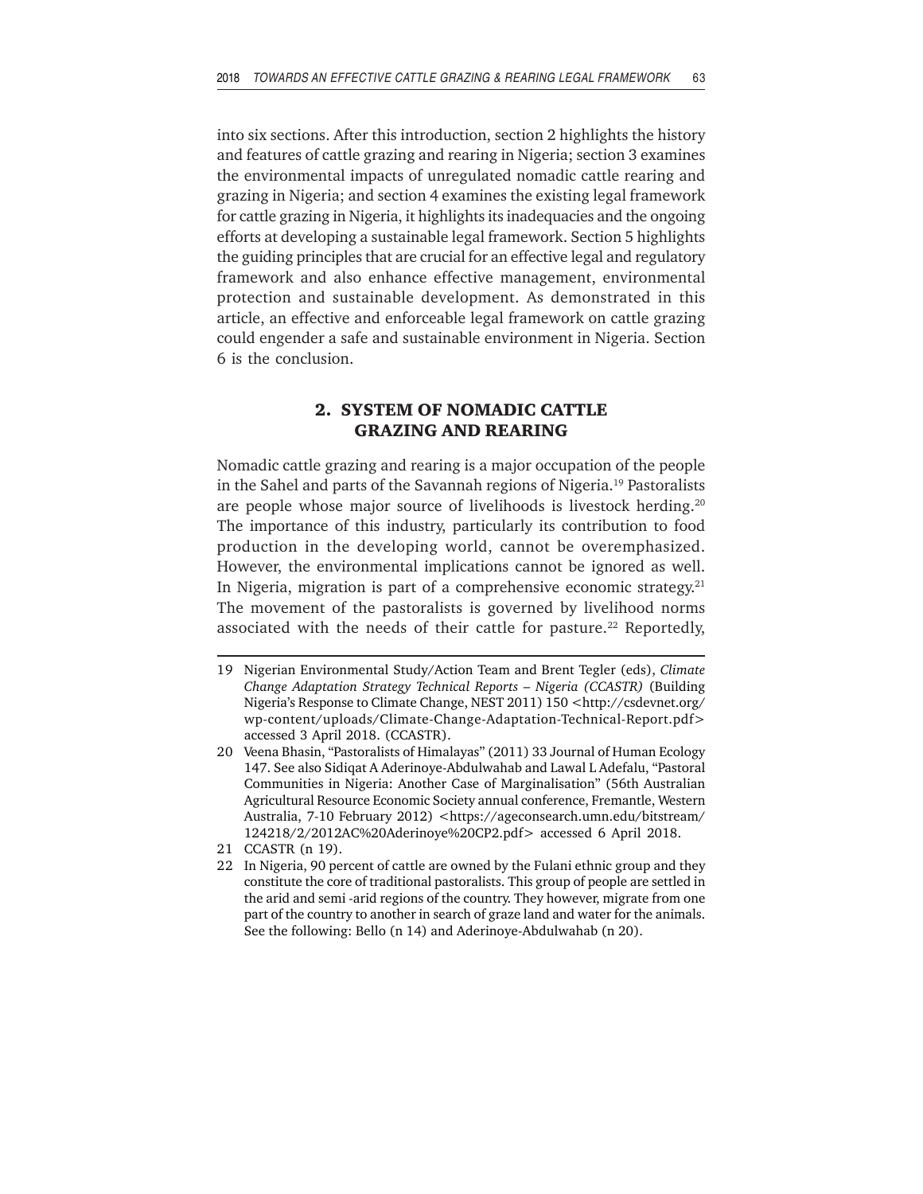into six sections. After this introduction, section 2 highlights the history and features of cattle grazing and rearing in Nigeria; section 3 examines the environmental impacts of unregulated nomadic cattle rearing and grazing in Nigeria; and section 4 examines the existing legal framework for cattle grazing in Nigeria, it highlights its inadequacies and the ongoing efforts at developing a sustainable legal framework. Section 5 highlights the guiding principles that are crucial for an effective legal and regulatory framework and also enhance effective management, environmental protection and sustainable development. As demonstrated in this article, an effective and enforceable legal framework on cattle grazing could engender a safe and sustainable environment in Nigeria. Section 6 is the conclusion.

## 2. SYSTEM OF NOMADIC CATTLE GRAZING AND REARING

Nomadic cattle grazing and rearing is a major occupation of the people in the Sahel and parts of the Savannah regions of Nigeria.[19] Pastoralists are people whose major source of livelihoods is livestock herding.[20] The importance of this industry, particularly its contribution to food production in the developing world, cannot be overemphasized. However, the environmental implications cannot be ignored as well. In Nigeria, migration is part of a comprehensive economic strategy.[21] The movement of the pastoralists is governed by livelihood norms associated with the needs of their cattle for pasture.[22] Reportedly,

---

19 Nigerian Environmental Study/Action Team and Brent Tegler (eds), *Climate Change Adaptation Strategy Technical Reports – Nigeria (CCASTR)* (Building Nigeria's Response to Climate Change, NEST 2011) 150 <http://csdevnet.org/wp-content/uploads/Climate-Change-Adaptation-Technical-Report.pdf> accessed 3 April 2018. (CCASTR).

20 Veena Bhasin, "Pastoralists of Himalayas" (2011) 33 Journal of Human Ecology 147. See also Sidiqat A Aderinoye-Abdulwahab and Lawal L Adefalu, "Pastoral Communities in Nigeria: Another Case of Marginalisation" (56th Australian Agricultural Resource Economic Society annual conference, Fremantle, Western Australia, 7-10 February 2012) <https://ageconsearch.umn.edu/bitstream/124218/2/2012AC%20Aderinoye%20CP2.pdf> accessed 6 April 2018.

21 CCASTR (n 19).

22 In Nigeria, 90 percent of cattle are owned by the Fulani ethnic group and they constitute the core of traditional pastoralists. This group of people are settled in the arid and semi -arid regions of the country. They however, migrate from one part of the country to another in search of graze land and water for the animals. See the following: Bello (n 14) and Aderinoye-Abdulwahab (n 20).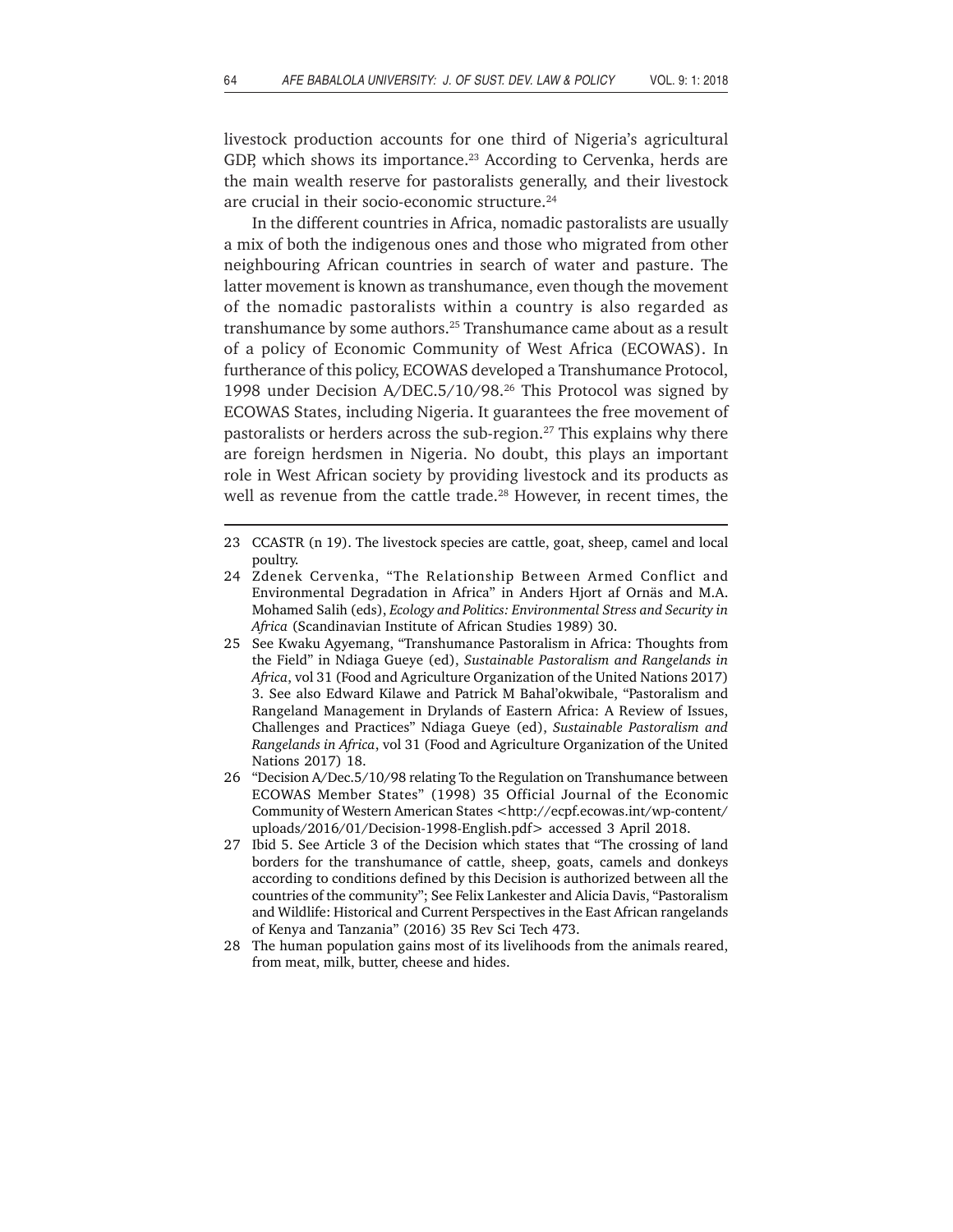livestock production accounts for one third of Nigeria's agricultural GDP, which shows its importance.[23] According to Cervenka, herds are the main wealth reserve for pastoralists generally, and their livestock are crucial in their socio-economic structure.[24]

In the different countries in Africa, nomadic pastoralists are usually a mix of both the indigenous ones and those who migrated from other neighbouring African countries in search of water and pasture. The latter movement is known as transhumance, even though the movement of the nomadic pastoralists within a country is also regarded as transhumance by some authors.[25] Transhumance came about as a result of a policy of Economic Community of West Africa (ECOWAS). In furtherance of this policy, ECOWAS developed a Transhumance Protocol, 1998 under Decision A/DEC.5/10/98.[26] This Protocol was signed by ECOWAS States, including Nigeria. It guarantees the free movement of pastoralists or herders across the sub-region.[27] This explains why there are foreign herdsmen in Nigeria. No doubt, this plays an important role in West African society by providing livestock and its products as well as revenue from the cattle trade.[28] However, in recent times, the

---

23 CCASTR (n 19). The livestock species are cattle, goat, sheep, camel and local poultry.

24 Zdenek Cervenka, "The Relationship Between Armed Conflict and Environmental Degradation in Africa" in Anders Hjort af Ornäs and M.A. Mohamed Salih (eds), *Ecology and Politics: Environmental Stress and Security in Africa* (Scandinavian Institute of African Studies 1989) 30.

25 See Kwaku Agyemang, "Transhumance Pastoralism in Africa: Thoughts from the Field" in Ndiaga Gueye (ed), *Sustainable Pastoralism and Rangelands in Africa*, vol 31 (Food and Agriculture Organization of the United Nations 2017) 3. See also Edward Kilawe and Patrick M Bahal'okwibale, "Pastoralism and Rangeland Management in Drylands of Eastern Africa: A Review of Issues, Challenges and Practices" Ndiaga Gueye (ed), *Sustainable Pastoralism and Rangelands in Africa*, vol 31 (Food and Agriculture Organization of the United Nations 2017) 18.

26 "Decision A/Dec.5/10/98 relating To the Regulation on Transhumance between ECOWAS Member States" (1998) 35 Official Journal of the Economic Community of Western American States <http://ecpf.ecowas.int/wp-content/uploads/2016/01/Decision-1998-English.pdf> accessed 3 April 2018.

27 Ibid 5. See Article 3 of the Decision which states that "The crossing of land borders for the transhumance of cattle, sheep, goats, camels and donkeys according to conditions defined by this Decision is authorized between all the countries of the community"; See Felix Lankester and Alicia Davis, "Pastoralism and Wildlife: Historical and Current Perspectives in the East African rangelands of Kenya and Tanzania" (2016) 35 Rev Sci Tech 473.

28 The human population gains most of its livelihoods from the animals reared, from meat, milk, butter, cheese and hides.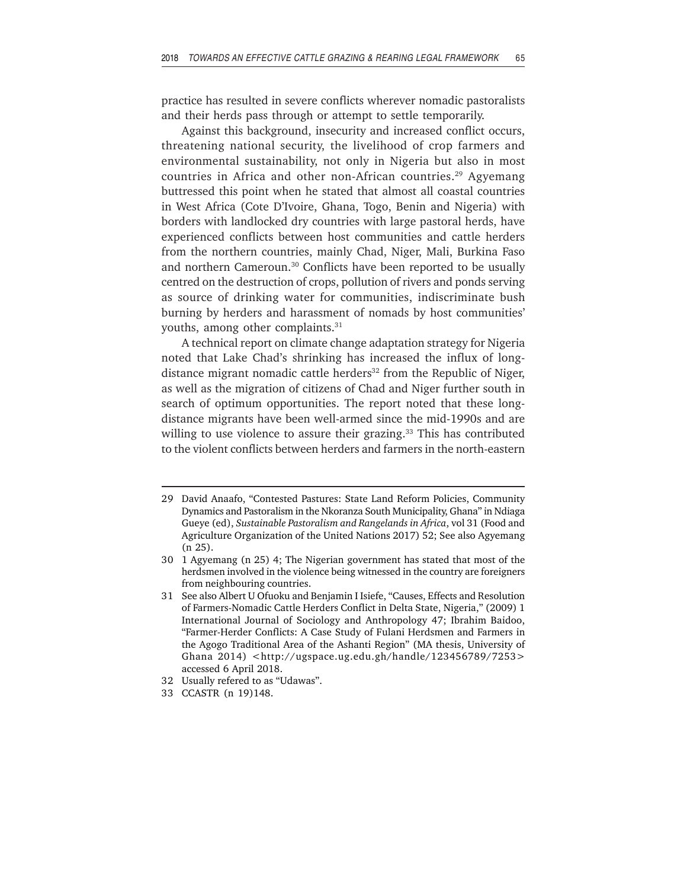practice has resulted in severe conflicts wherever nomadic pastoralists and their herds pass through or attempt to settle temporarily.

Against this background, insecurity and increased conflict occurs, threatening national security, the livelihood of crop farmers and environmental sustainability, not only in Nigeria but also in most countries in Africa and other non-African countries.[29] Agyemang buttressed this point when he stated that almost all coastal countries in West Africa (Cote D'Ivoire, Ghana, Togo, Benin and Nigeria) with borders with landlocked dry countries with large pastoral herds, have experienced conflicts between host communities and cattle herders from the northern countries, mainly Chad, Niger, Mali, Burkina Faso and northern Cameroun.[30] Conflicts have been reported to be usually centred on the destruction of crops, pollution of rivers and ponds serving as source of drinking water for communities, indiscriminate bush burning by herders and harassment of nomads by host communities' youths, among other complaints.[31]

A technical report on climate change adaptation strategy for Nigeria noted that Lake Chad's shrinking has increased the influx of long-distance migrant nomadic cattle herders[32] from the Republic of Niger, as well as the migration of citizens of Chad and Niger further south in search of optimum opportunities. The report noted that these long-distance migrants have been well-armed since the mid-1990s and are willing to use violence to assure their grazing.[33] This has contributed to the violent conflicts between herders and farmers in the north-eastern

---

29 David Anaafo, "Contested Pastures: State Land Reform Policies, Community Dynamics and Pastoralism in the Nkoranza South Municipality, Ghana" in Ndiaga Gueye (ed), *Sustainable Pastoralism and Rangelands in Africa*, vol 31 (Food and Agriculture Organization of the United Nations 2017) 52; See also Agyemang (n 25).

30 1 Agyemang (n 25) 4; The Nigerian government has stated that most of the herdsmen involved in the violence being witnessed in the country are foreigners from neighbouring countries.

31 See also Albert U Ofuoku and Benjamin I Isiefe, "Causes, Effects and Resolution of Farmers-Nomadic Cattle Herders Conflict in Delta State, Nigeria," (2009) 1 International Journal of Sociology and Anthropology 47; Ibrahim Baidoo, "Farmer-Herder Conflicts: A Case Study of Fulani Herdsmen and Farmers in the Agogo Traditional Area of the Ashanti Region" (MA thesis, University of Ghana 2014) <http://ugspace.ug.edu.gh/handle/123456789/7253> accessed 6 April 2018.

32 Usually refered to as "Udawas".

33 CCASTR (n 19)148.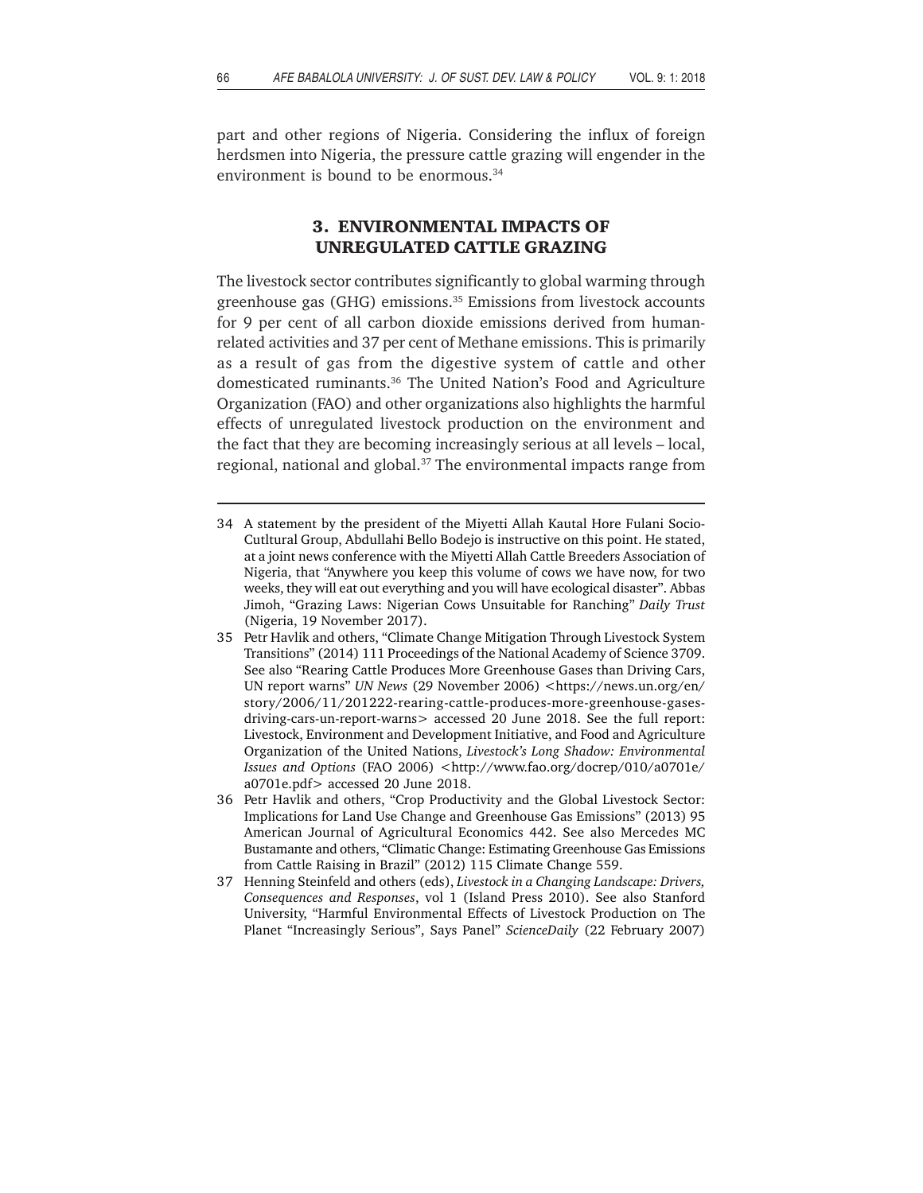part and other regions of Nigeria. Considering the influx of foreign herdsmen into Nigeria, the pressure cattle grazing will engender in the environment is bound to be enormous.[34]

## 3. ENVIRONMENTAL IMPACTS OF UNREGULATED CATTLE GRAZING

The livestock sector contributes significantly to global warming through greenhouse gas (GHG) emissions.[35] Emissions from livestock accounts for 9 per cent of all carbon dioxide emissions derived from human-related activities and 37 per cent of Methane emissions. This is primarily as a result of gas from the digestive system of cattle and other domesticated ruminants.[36] The United Nation's Food and Agriculture Organization (FAO) and other organizations also highlights the harmful effects of unregulated livestock production on the environment and the fact that they are becoming increasingly serious at all levels – local, regional, national and global.[37] The environmental impacts range from

---

34 A statement by the president of the Miyetti Allah Kautal Hore Fulani Socio-Cutltural Group, Abdullahi Bello Bodejo is instructive on this point. He stated, at a joint news conference with the Miyetti Allah Cattle Breeders Association of Nigeria, that "Anywhere you keep this volume of cows we have now, for two weeks, they will eat out everything and you will have ecological disaster". Abbas Jimoh, "Grazing Laws: Nigerian Cows Unsuitable for Ranching" *Daily Trust* (Nigeria, 19 November 2017).

35 Petr Havlik and others, "Climate Change Mitigation Through Livestock System Transitions" (2014) 111 Proceedings of the National Academy of Science 3709. See also "Rearing Cattle Produces More Greenhouse Gases than Driving Cars, UN report warns" *UN News* (29 November 2006) <https://news.un.org/en/story/2006/11/201222-rearing-cattle-produces-more-greenhouse-gases-driving-cars-un-report-warns> accessed 20 June 2018. See the full report: Livestock, Environment and Development Initiative, and Food and Agriculture Organization of the United Nations, *Livestock's Long Shadow: Environmental Issues and Options* (FAO 2006) <http://www.fao.org/docrep/010/a0701e/a0701e.pdf> accessed 20 June 2018.

36 Petr Havlik and others, "Crop Productivity and the Global Livestock Sector: Implications for Land Use Change and Greenhouse Gas Emissions" (2013) 95 American Journal of Agricultural Economics 442. See also Mercedes MC Bustamante and others, "Climatic Change: Estimating Greenhouse Gas Emissions from Cattle Raising in Brazil" (2012) 115 Climate Change 559.

37 Henning Steinfeld and others (eds), *Livestock in a Changing Landscape: Drivers, Consequences and Responses*, vol 1 (Island Press 2010). See also Stanford University, "Harmful Environmental Effects of Livestock Production on The Planet "Increasingly Serious", Says Panel" *ScienceDaily* (22 February 2007)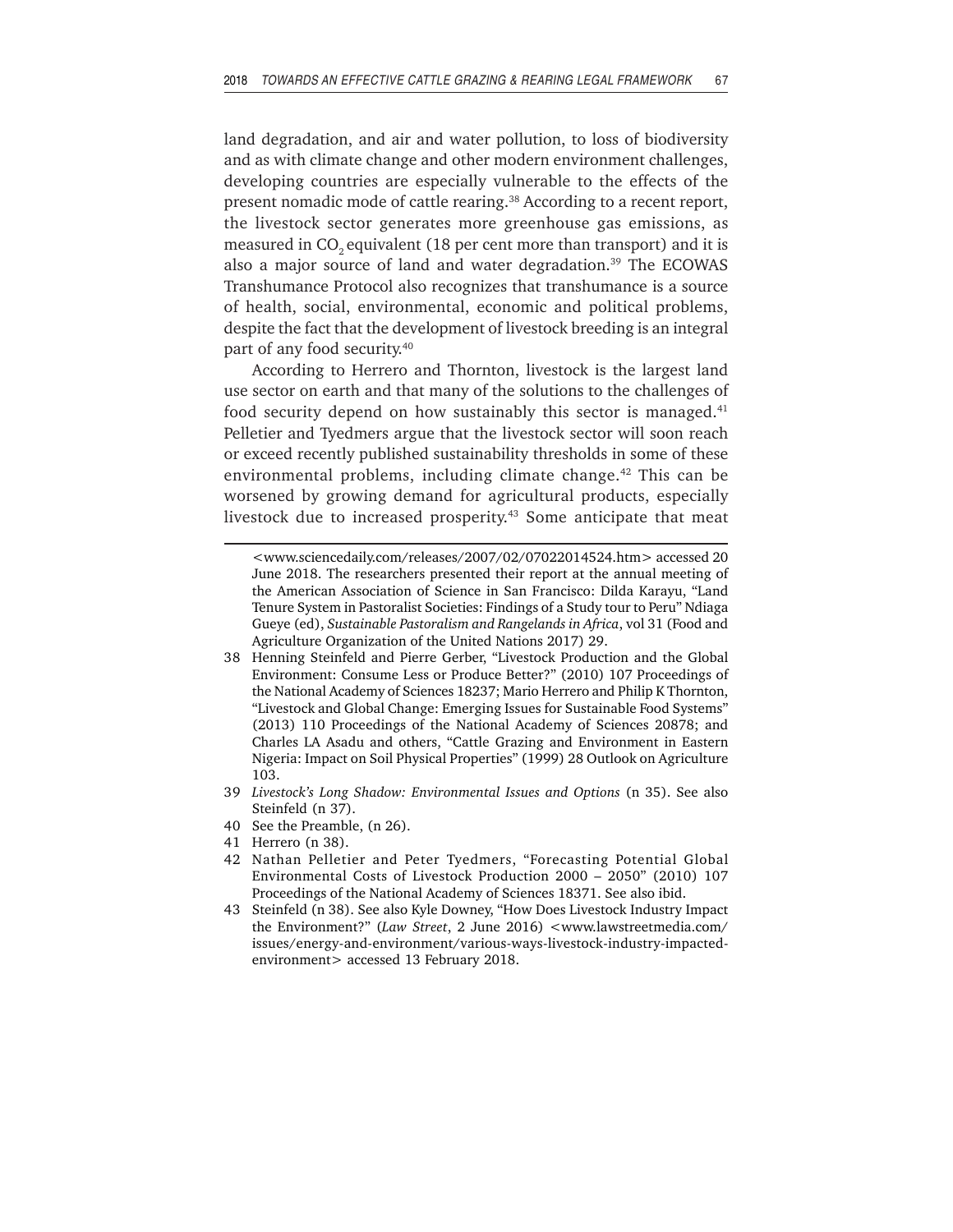land degradation, and air and water pollution, to loss of biodiversity and as with climate change and other modern environment challenges, developing countries are especially vulnerable to the effects of the present nomadic mode of cattle rearing.[38] According to a recent report, the livestock sector generates more greenhouse gas emissions, as measured in $CO_2$ equivalent (18 per cent more than transport) and it is also a major source of land and water degradation.[39] The ECOWAS Transhumance Protocol also recognizes that transhumance is a source of health, social, environmental, economic and political problems, despite the fact that the development of livestock breeding is an integral part of any food security.[40]

According to Herrero and Thornton, livestock is the largest land use sector on earth and that many of the solutions to the challenges of food security depend on how sustainably this sector is managed.[41] Pelletier and Tyedmers argue that the livestock sector will soon reach or exceed recently published sustainability thresholds in some of these environmental problems, including climate change.[42] This can be worsened by growing demand for agricultural products, especially livestock due to increased prosperity.[43] Some anticipate that meat

---

<www.sciencedaily.com/releases/2007/02/07022014524.htm> accessed 20 June 2018. The researchers presented their report at the annual meeting of the American Association of Science in San Francisco: Dilda Karayu, "Land Tenure System in Pastoralist Societies: Findings of a Study tour to Peru" Ndiaga Gueye (ed), *Sustainable Pastoralism and Rangelands in Africa*, vol 31 (Food and Agriculture Organization of the United Nations 2017) 29.

38 Henning Steinfeld and Pierre Gerber, "Livestock Production and the Global Environment: Consume Less or Produce Better?" (2010) 107 Proceedings of the National Academy of Sciences 18237; Mario Herrero and Philip K Thornton, "Livestock and Global Change: Emerging Issues for Sustainable Food Systems" (2013) 110 Proceedings of the National Academy of Sciences 20878; and Charles LA Asadu and others, "Cattle Grazing and Environment in Eastern Nigeria: Impact on Soil Physical Properties" (1999) 28 Outlook on Agriculture 103.

39 *Livestock's Long Shadow: Environmental Issues and Options* (n 35). See also Steinfeld (n 37).

40 See the Preamble, (n 26).

41 Herrero (n 38).

42 Nathan Pelletier and Peter Tyedmers, "Forecasting Potential Global Environmental Costs of Livestock Production 2000 – 2050" (2010) 107 Proceedings of the National Academy of Sciences 18371. See also ibid.

43 Steinfeld (n 38). See also Kyle Downey, "How Does Livestock Industry Impact the Environment?" (*Law Street*, 2 June 2016) <www.lawstreetmedia.com/issues/energy-and-environment/various-ways-livestock-industry-impacted-environment> accessed 13 February 2018.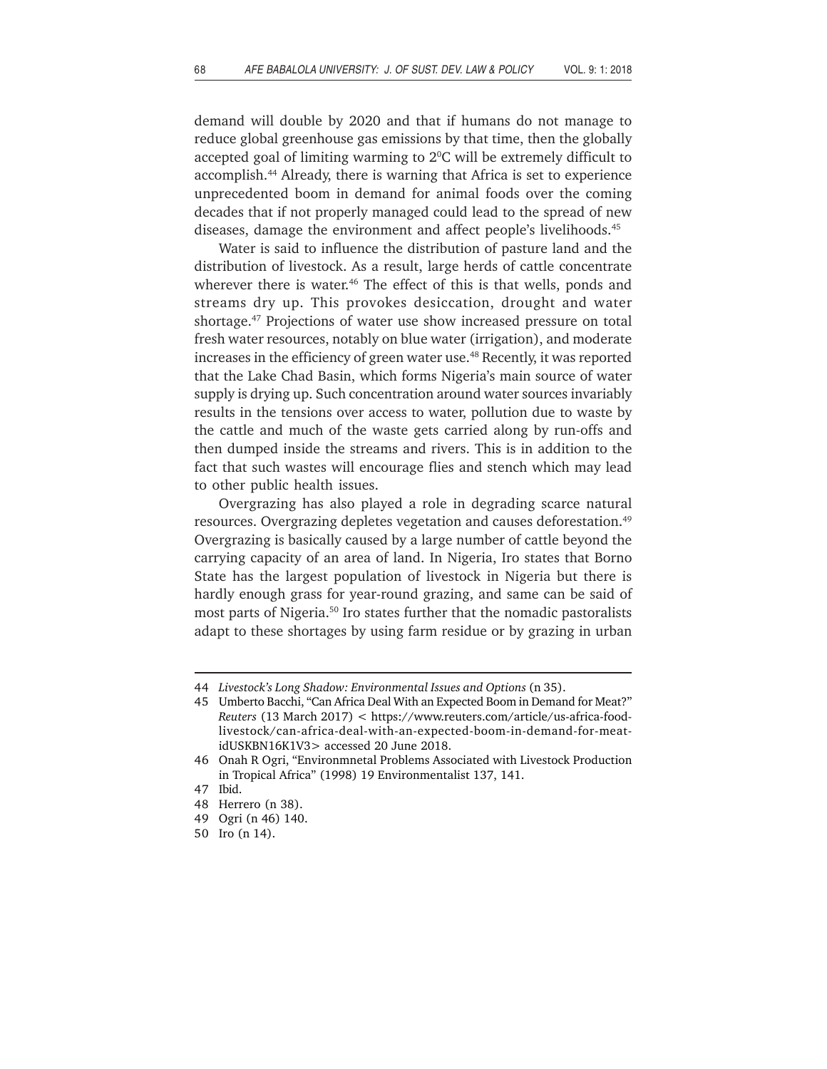demand will double by 2020 and that if humans do not manage to reduce global greenhouse gas emissions by that time, then the globally accepted goal of limiting warming to 2$^{0}$C will be extremely difficult to accomplish.[44] Already, there is warning that Africa is set to experience unprecedented boom in demand for animal foods over the coming decades that if not properly managed could lead to the spread of new diseases, damage the environment and affect people's livelihoods.[45]

Water is said to influence the distribution of pasture land and the distribution of livestock. As a result, large herds of cattle concentrate wherever there is water.[46] The effect of this is that wells, ponds and streams dry up. This provokes desiccation, drought and water shortage.[47] Projections of water use show increased pressure on total fresh water resources, notably on blue water (irrigation), and moderate increases in the efficiency of green water use.[48] Recently, it was reported that the Lake Chad Basin, which forms Nigeria's main source of water supply is drying up. Such concentration around water sources invariably results in the tensions over access to water, pollution due to waste by the cattle and much of the waste gets carried along by run-offs and then dumped inside the streams and rivers. This is in addition to the fact that such wastes will encourage flies and stench which may lead to other public health issues.

Overgrazing has also played a role in degrading scarce natural resources. Overgrazing depletes vegetation and causes deforestation.[49] Overgrazing is basically caused by a large number of cattle beyond the carrying capacity of an area of land. In Nigeria, Iro states that Borno State has the largest population of livestock in Nigeria but there is hardly enough grass for year-round grazing, and same can be said of most parts of Nigeria.[50] Iro states further that the nomadic pastoralists adapt to these shortages by using farm residue or by grazing in urban

---

44 *Livestock's Long Shadow: Environmental Issues and Options* (n 35).

45 Umberto Bacchi, "Can Africa Deal With an Expected Boom in Demand for Meat?" *Reuters* (13 March 2017) < https://www.reuters.com/article/us-africa-food-livestock/can-africa-deal-with-an-expected-boom-in-demand-for-meat-idUSKBN16K1V3> accessed 20 June 2018.

46 Onah R Ogri, "Environmnetal Problems Associated with Livestock Production in Tropical Africa" (1998) 19 Environmentalist 137, 141.

47 Ibid.

48 Herrero (n 38).

49 Ogri (n 46) 140.

50 Iro (n 14).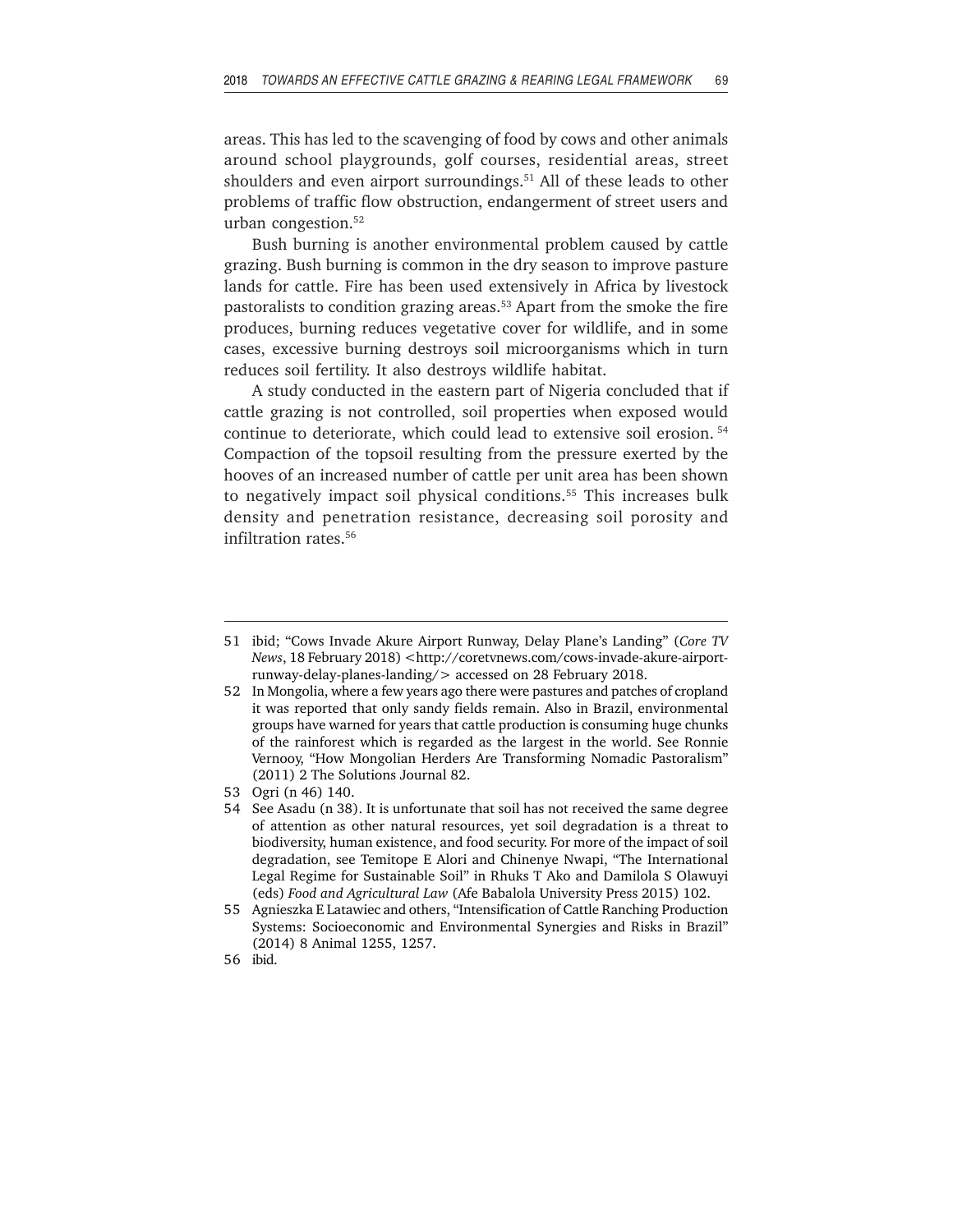areas. This has led to the scavenging of food by cows and other animals around school playgrounds, golf courses, residential areas, street shoulders and even airport surroundings.[51] All of these leads to other problems of traffic flow obstruction, endangerment of street users and urban congestion.[52]

Bush burning is another environmental problem caused by cattle grazing. Bush burning is common in the dry season to improve pasture lands for cattle. Fire has been used extensively in Africa by livestock pastoralists to condition grazing areas.[53] Apart from the smoke the fire produces, burning reduces vegetative cover for wildlife, and in some cases, excessive burning destroys soil microorganisms which in turn reduces soil fertility. It also destroys wildlife habitat.

A study conducted in the eastern part of Nigeria concluded that if cattle grazing is not controlled, soil properties when exposed would continue to deteriorate, which could lead to extensive soil erosion. [54] Compaction of the topsoil resulting from the pressure exerted by the hooves of an increased number of cattle per unit area has been shown to negatively impact soil physical conditions.[55] This increases bulk density and penetration resistance, decreasing soil porosity and infiltration rates.[56]

---

51 ibid; "Cows Invade Akure Airport Runway, Delay Plane's Landing" (*Core TV News*, 18 February 2018) <http://coretvnews.com/cows-invade-akure-airport-runway-delay-planes-landing/> accessed on 28 February 2018.

52 In Mongolia, where a few years ago there were pastures and patches of cropland it was reported that only sandy fields remain. Also in Brazil, environmental groups have warned for years that cattle production is consuming huge chunks of the rainforest which is regarded as the largest in the world. See Ronnie Vernooy, "How Mongolian Herders Are Transforming Nomadic Pastoralism" (2011) 2 The Solutions Journal 82.

53 Ogri (n 46) 140.

54 See Asadu (n 38). It is unfortunate that soil has not received the same degree of attention as other natural resources, yet soil degradation is a threat to biodiversity, human existence, and food security. For more of the impact of soil degradation, see Temitope E Alori and Chinenye Nwapi, "The International Legal Regime for Sustainable Soil" in Rhuks T Ako and Damilola S Olawuyi (eds) *Food and Agricultural Law* (Afe Babalola University Press 2015) 102.

55 Agnieszka E Latawiec and others, "Intensification of Cattle Ranching Production Systems: Socioeconomic and Environmental Synergies and Risks in Brazil" (2014) 8 Animal 1255, 1257.

56 ibid.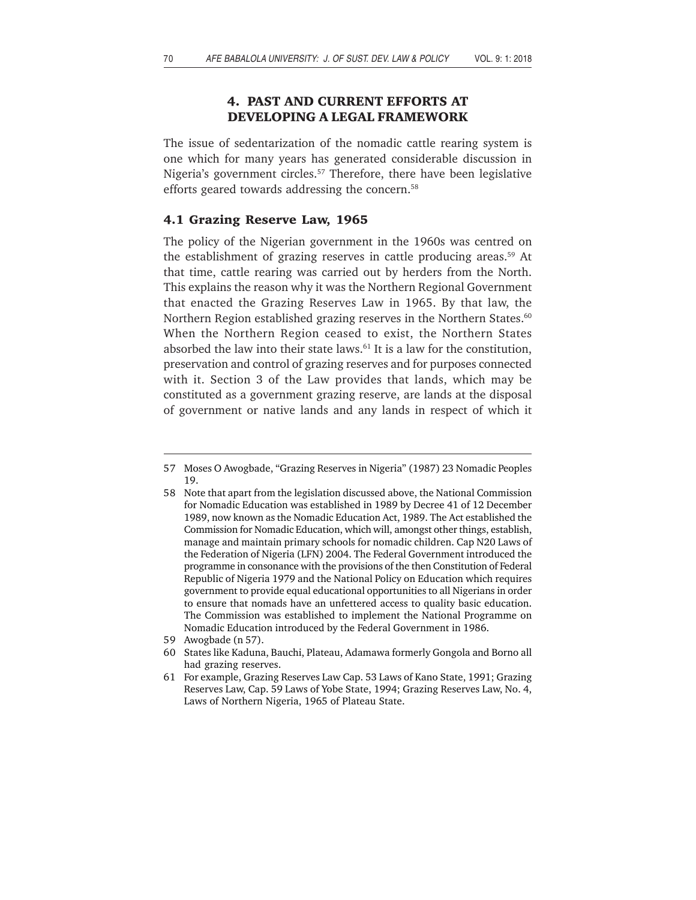## 4. PAST AND CURRENT EFFORTS AT DEVELOPING A LEGAL FRAMEWORK

The issue of sedentarization of the nomadic cattle rearing system is one which for many years has generated considerable discussion in Nigeria's government circles.[57] Therefore, there have been legislative efforts geared towards addressing the concern.[58]

### 4.1 Grazing Reserve Law, 1965

The policy of the Nigerian government in the 1960s was centred on the establishment of grazing reserves in cattle producing areas.[59] At that time, cattle rearing was carried out by herders from the North. This explains the reason why it was the Northern Regional Government that enacted the Grazing Reserves Law in 1965. By that law, the Northern Region established grazing reserves in the Northern States.[60] When the Northern Region ceased to exist, the Northern States absorbed the law into their state laws.[61] It is a law for the constitution, preservation and control of grazing reserves and for purposes connected with it. Section 3 of the Law provides that lands, which may be constituted as a government grazing reserve, are lands at the disposal of government or native lands and any lands in respect of which it

---

57 Moses O Awogbade, "Grazing Reserves in Nigeria" (1987) 23 Nomadic Peoples 19.

58 Note that apart from the legislation discussed above, the National Commission for Nomadic Education was established in 1989 by Decree 41 of 12 December 1989, now known as the Nomadic Education Act, 1989. The Act established the Commission for Nomadic Education, which will, amongst other things, establish, manage and maintain primary schools for nomadic children. Cap N20 Laws of the Federation of Nigeria (LFN) 2004. The Federal Government introduced the programme in consonance with the provisions of the then Constitution of Federal Republic of Nigeria 1979 and the National Policy on Education which requires government to provide equal educational opportunities to all Nigerians in order to ensure that nomads have an unfettered access to quality basic education. The Commission was established to implement the National Programme on Nomadic Education introduced by the Federal Government in 1986.

59 Awogbade (n 57).

60 States like Kaduna, Bauchi, Plateau, Adamawa formerly Gongola and Borno all had grazing reserves.

61 For example, Grazing Reserves Law Cap. 53 Laws of Kano State, 1991; Grazing Reserves Law, Cap. 59 Laws of Yobe State, 1994; Grazing Reserves Law, No. 4, Laws of Northern Nigeria, 1965 of Plateau State.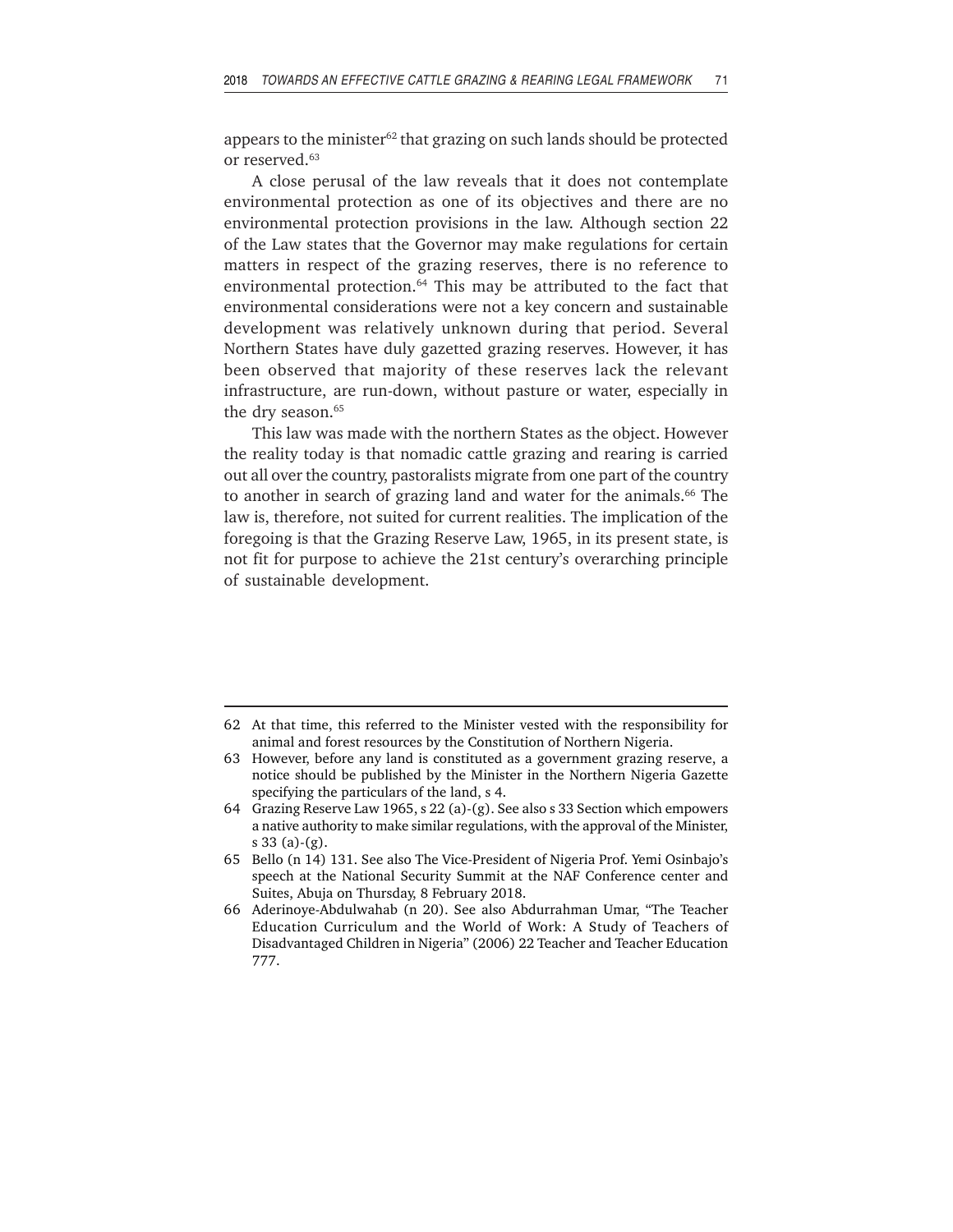appears to the minister[62] that grazing on such lands should be protected or reserved.[63]

A close perusal of the law reveals that it does not contemplate environmental protection as one of its objectives and there are no environmental protection provisions in the law. Although section 22 of the Law states that the Governor may make regulations for certain matters in respect of the grazing reserves, there is no reference to environmental protection.[64] This may be attributed to the fact that environmental considerations were not a key concern and sustainable development was relatively unknown during that period. Several Northern States have duly gazetted grazing reserves. However, it has been observed that majority of these reserves lack the relevant infrastructure, are run-down, without pasture or water, especially in the dry season.[65]

This law was made with the northern States as the object. However the reality today is that nomadic cattle grazing and rearing is carried out all over the country, pastoralists migrate from one part of the country to another in search of grazing land and water for the animals.[66] The law is, therefore, not suited for current realities. The implication of the foregoing is that the Grazing Reserve Law, 1965, in its present state, is not fit for purpose to achieve the 21st century's overarching principle of sustainable development.

---

62 At that time, this referred to the Minister vested with the responsibility for animal and forest resources by the Constitution of Northern Nigeria.

63 However, before any land is constituted as a government grazing reserve, a notice should be published by the Minister in the Northern Nigeria Gazette specifying the particulars of the land, s 4.

64 Grazing Reserve Law 1965, s 22 (a)-(g). See also s 33 Section which empowers a native authority to make similar regulations, with the approval of the Minister, s 33 (a)-(g).

65 Bello (n 14) 131. See also The Vice-President of Nigeria Prof. Yemi Osinbajo's speech at the National Security Summit at the NAF Conference center and Suites, Abuja on Thursday, 8 February 2018.

66 Aderinoye-Abdulwahab (n 20). See also Abdurrahman Umar, "The Teacher Education Curriculum and the World of Work: A Study of Teachers of Disadvantaged Children in Nigeria" (2006) 22 Teacher and Teacher Education 777.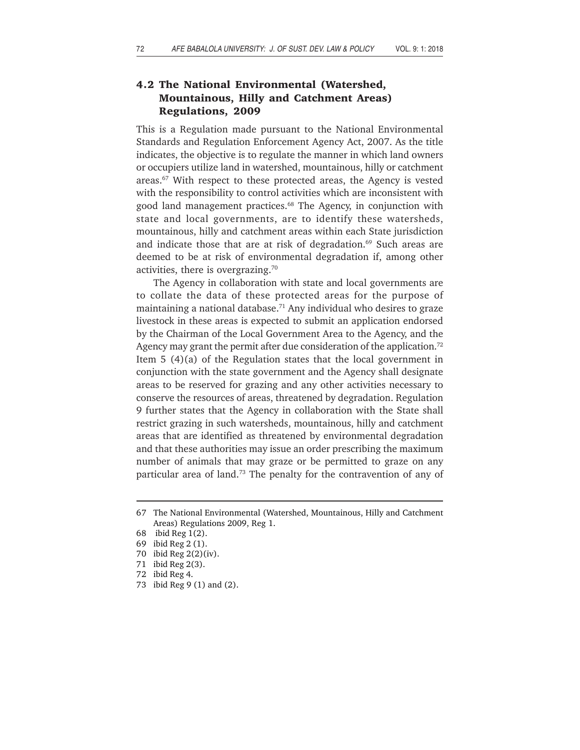## 4.2 The National Environmental (Watershed, Mountainous, Hilly and Catchment Areas) Regulations, 2009

This is a Regulation made pursuant to the National Environmental Standards and Regulation Enforcement Agency Act, 2007. As the title indicates, the objective is to regulate the manner in which land owners or occupiers utilize land in watershed, mountainous, hilly or catchment areas.[67] With respect to these protected areas, the Agency is vested with the responsibility to control activities which are inconsistent with good land management practices.[68] The Agency, in conjunction with state and local governments, are to identify these watersheds, mountainous, hilly and catchment areas within each State jurisdiction and indicate those that are at risk of degradation.[69] Such areas are deemed to be at risk of environmental degradation if, among other activities, there is overgrazing.[70]

The Agency in collaboration with state and local governments are to collate the data of these protected areas for the purpose of maintaining a national database.[71] Any individual who desires to graze livestock in these areas is expected to submit an application endorsed by the Chairman of the Local Government Area to the Agency, and the Agency may grant the permit after due consideration of the application.[72] Item 5 (4)(a) of the Regulation states that the local government in conjunction with the state government and the Agency shall designate areas to be reserved for grazing and any other activities necessary to conserve the resources of areas, threatened by degradation. Regulation 9 further states that the Agency in collaboration with the State shall restrict grazing in such watersheds, mountainous, hilly and catchment areas that are identified as threatened by environmental degradation and that these authorities may issue an order prescribing the maximum number of animals that may graze or be permitted to graze on any particular area of land.[73] The penalty for the contravention of any of

---

67 The National Environmental (Watershed, Mountainous, Hilly and Catchment Areas) Regulations 2009, Reg 1.

68 ibid Reg 1(2).

69 ibid Reg 2 (1).

70 ibid Reg 2(2)(iv).

71 ibid Reg 2(3).

72 ibid Reg 4.

73 ibid Reg 9 (1) and (2).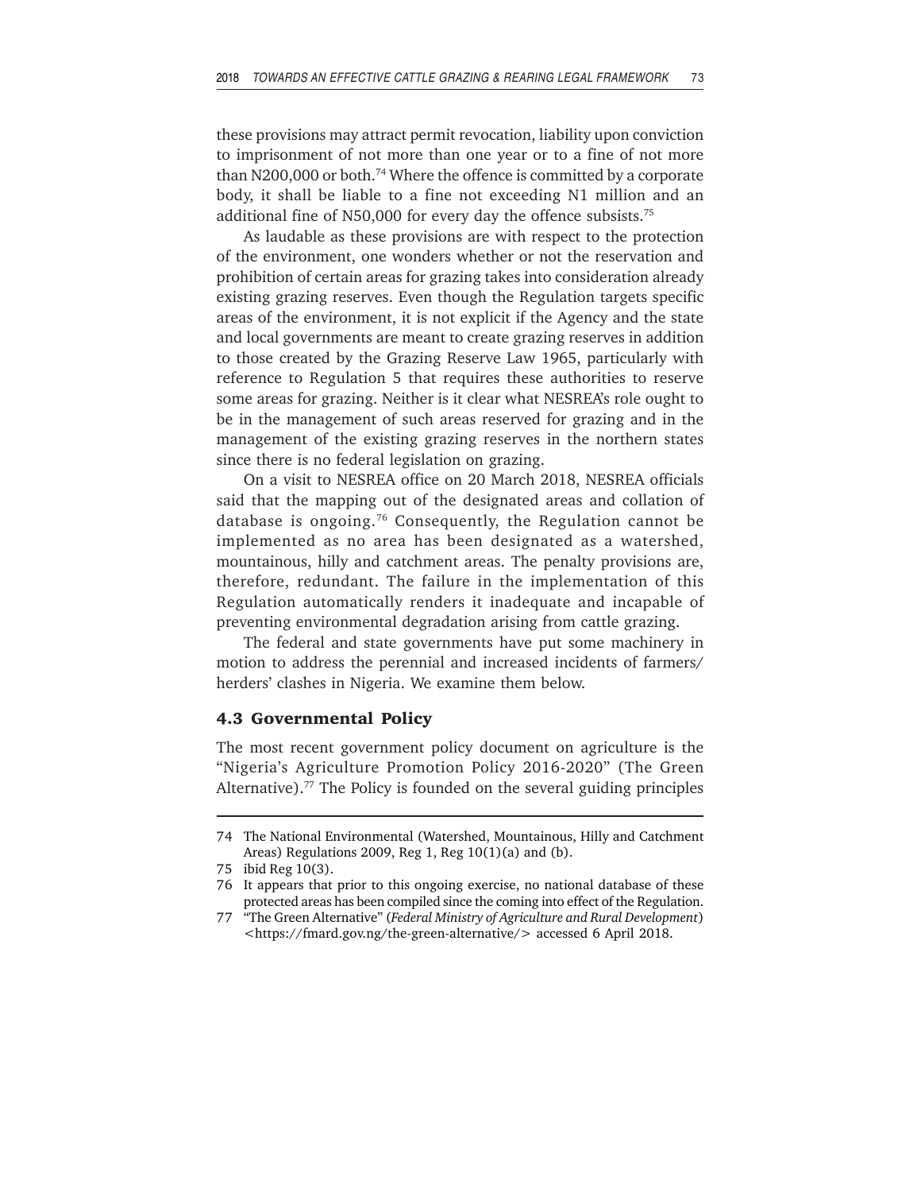these provisions may attract permit revocation, liability upon conviction to imprisonment of not more than one year or to a fine of not more than N200,000 or both.[74] Where the offence is committed by a corporate body, it shall be liable to a fine not exceeding N1 million and an additional fine of N50,000 for every day the offence subsists.[75]

As laudable as these provisions are with respect to the protection of the environment, one wonders whether or not the reservation and prohibition of certain areas for grazing takes into consideration already existing grazing reserves. Even though the Regulation targets specific areas of the environment, it is not explicit if the Agency and the state and local governments are meant to create grazing reserves in addition to those created by the Grazing Reserve Law 1965, particularly with reference to Regulation 5 that requires these authorities to reserve some areas for grazing. Neither is it clear what NESREA's role ought to be in the management of such areas reserved for grazing and in the management of the existing grazing reserves in the northern states since there is no federal legislation on grazing.

On a visit to NESREA office on 20 March 2018, NESREA officials said that the mapping out of the designated areas and collation of database is ongoing.[76] Consequently, the Regulation cannot be implemented as no area has been designated as a watershed, mountainous, hilly and catchment areas. The penalty provisions are, therefore, redundant. The failure in the implementation of this Regulation automatically renders it inadequate and incapable of preventing environmental degradation arising from cattle grazing.

The federal and state governments have put some machinery in motion to address the perennial and increased incidents of farmers/herders' clashes in Nigeria. We examine them below.

### 4.3 Governmental Policy

The most recent government policy document on agriculture is the "Nigeria's Agriculture Promotion Policy 2016-2020" (The Green Alternative).[77] The Policy is founded on the several guiding principles

---

74 The National Environmental (Watershed, Mountainous, Hilly and Catchment Areas) Regulations 2009, Reg 1, Reg 10(1)(a) and (b).

75 ibid Reg 10(3).

76 It appears that prior to this ongoing exercise, no national database of these protected areas has been compiled since the coming into effect of the Regulation.

77 "The Green Alternative" (*Federal Ministry of Agriculture and Rural Development*) <https://fmard.gov.ng/the-green-alternative/> accessed 6 April 2018.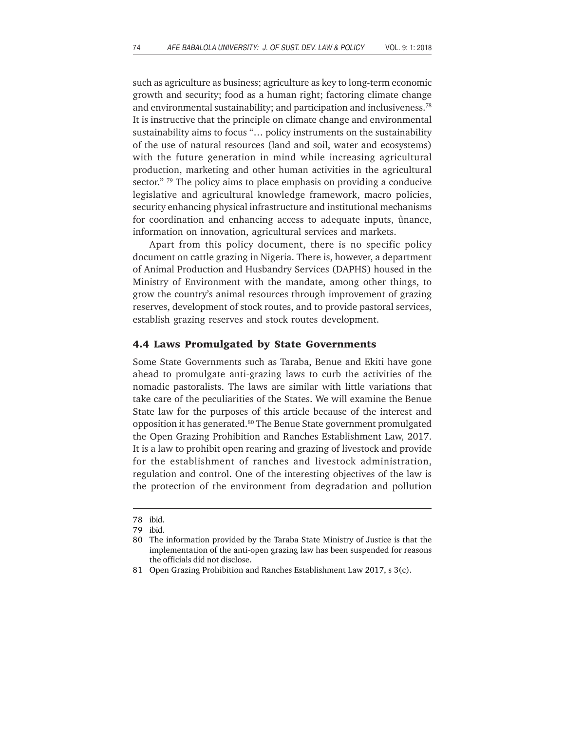such as agriculture as business; agriculture as key to long-term economic growth and security; food as a human right; factoring climate change and environmental sustainability; and participation and inclusiveness.[78] It is instructive that the principle on climate change and environmental sustainability aims to focus "… policy instruments on the sustainability of the use of natural resources (land and soil, water and ecosystems) with the future generation in mind while increasing agricultural production, marketing and other human activities in the agricultural sector." [79] The policy aims to place emphasis on providing a conducive legislative and agricultural knowledge framework, macro policies, security enhancing physical infrastructure and institutional mechanisms for coordination and enhancing access to adequate inputs, ûnance, information on innovation, agricultural services and markets.

Apart from this policy document, there is no specific policy document on cattle grazing in Nigeria. There is, however, a department of Animal Production and Husbandry Services (DAPHS) housed in the Ministry of Environment with the mandate, among other things, to grow the country's animal resources through improvement of grazing reserves, development of stock routes, and to provide pastoral services, establish grazing reserves and stock routes development.

### 4.4 Laws Promulgated by State Governments

Some State Governments such as Taraba, Benue and Ekiti have gone ahead to promulgate anti-grazing laws to curb the activities of the nomadic pastoralists. The laws are similar with little variations that take care of the peculiarities of the States. We will examine the Benue State law for the purposes of this article because of the interest and opposition it has generated.[80] The Benue State government promulgated the Open Grazing Prohibition and Ranches Establishment Law, 2017. It is a law to prohibit open rearing and grazing of livestock and provide for the establishment of ranches and livestock administration, regulation and control. One of the interesting objectives of the law is the protection of the environment from degradation and pollution

---

78 ibid.

79 ibid.

80 The information provided by the Taraba State Ministry of Justice is that the implementation of the anti-open grazing law has been suspended for reasons the officials did not disclose.

81 Open Grazing Prohibition and Ranches Establishment Law 2017, s 3(c).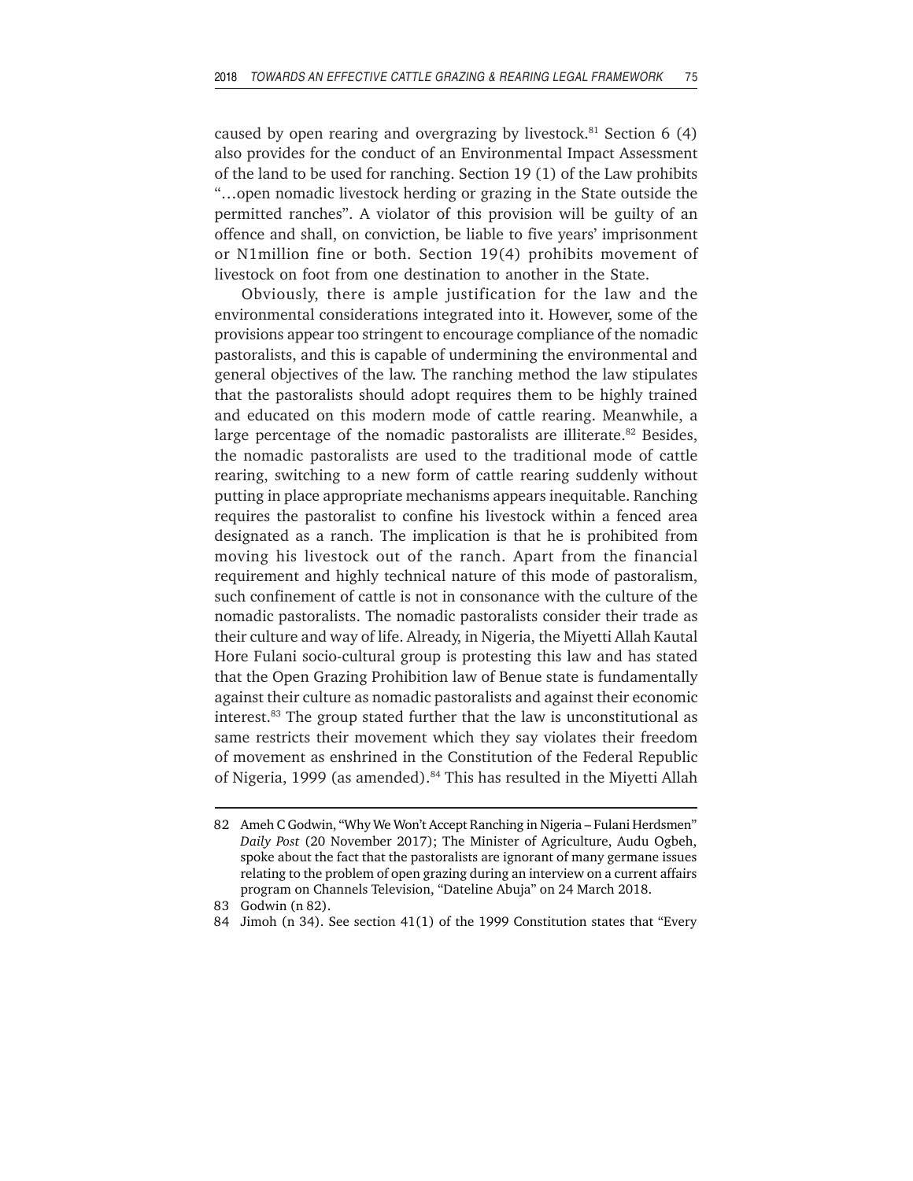caused by open rearing and overgrazing by livestock.[81] Section 6 (4) also provides for the conduct of an Environmental Impact Assessment of the land to be used for ranching. Section 19 (1) of the Law prohibits "…open nomadic livestock herding or grazing in the State outside the permitted ranches". A violator of this provision will be guilty of an offence and shall, on conviction, be liable to five years' imprisonment or N1million fine or both. Section 19(4) prohibits movement of livestock on foot from one destination to another in the State.

Obviously, there is ample justification for the law and the environmental considerations integrated into it. However, some of the provisions appear too stringent to encourage compliance of the nomadic pastoralists, and this is capable of undermining the environmental and general objectives of the law. The ranching method the law stipulates that the pastoralists should adopt requires them to be highly trained and educated on this modern mode of cattle rearing. Meanwhile, a large percentage of the nomadic pastoralists are illiterate.[82] Besides, the nomadic pastoralists are used to the traditional mode of cattle rearing, switching to a new form of cattle rearing suddenly without putting in place appropriate mechanisms appears inequitable. Ranching requires the pastoralist to confine his livestock within a fenced area designated as a ranch. The implication is that he is prohibited from moving his livestock out of the ranch. Apart from the financial requirement and highly technical nature of this mode of pastoralism, such confinement of cattle is not in consonance with the culture of the nomadic pastoralists. The nomadic pastoralists consider their trade as their culture and way of life. Already, in Nigeria, the Miyetti Allah Kautal Hore Fulani socio-cultural group is protesting this law and has stated that the Open Grazing Prohibition law of Benue state is fundamentally against their culture as nomadic pastoralists and against their economic interest.[83] The group stated further that the law is unconstitutional as same restricts their movement which they say violates their freedom of movement as enshrined in the Constitution of the Federal Republic of Nigeria, 1999 (as amended).[84] This has resulted in the Miyetti Allah

---

82 Ameh C Godwin, "Why We Won't Accept Ranching in Nigeria – Fulani Herdsmen" *Daily Post* (20 November 2017); The Minister of Agriculture, Audu Ogbeh, spoke about the fact that the pastoralists are ignorant of many germane issues relating to the problem of open grazing during an interview on a current affairs program on Channels Television, "Dateline Abuja" on 24 March 2018.

83 Godwin (n 82).

84 Jimoh (n 34). See section 41(1) of the 1999 Constitution states that "Every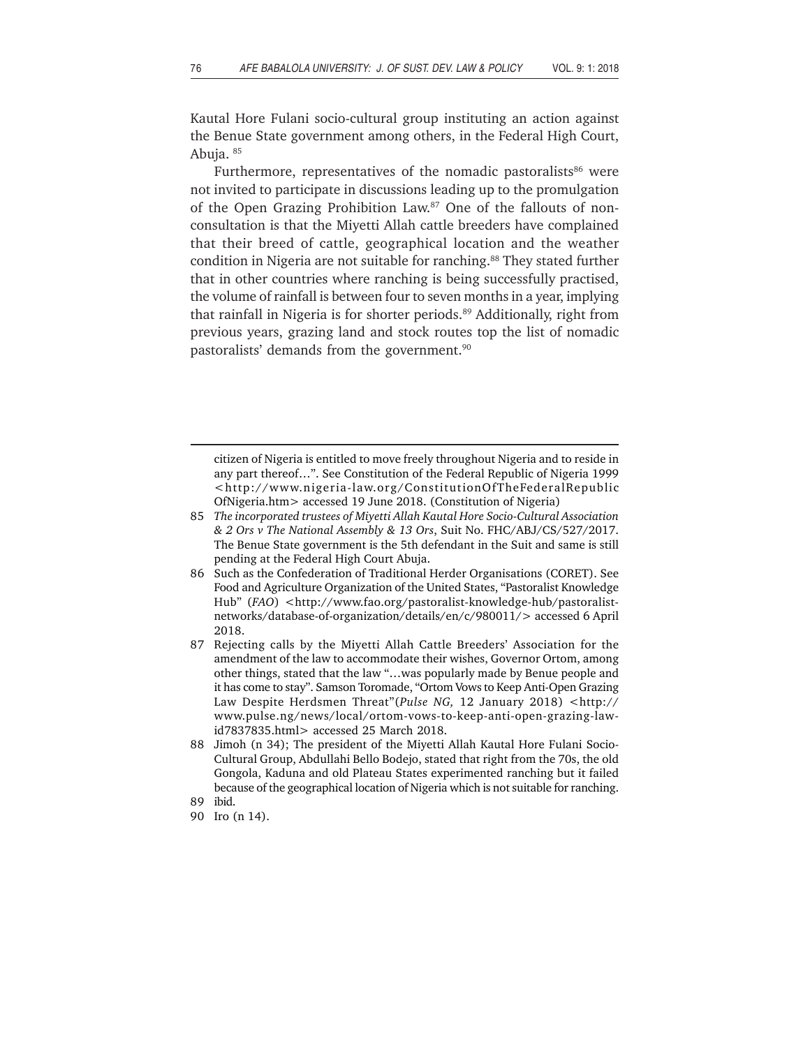Kautal Hore Fulani socio-cultural group instituting an action against the Benue State government among others, in the Federal High Court, Abuja. [85]

Furthermore, representatives of the nomadic pastoralists[86] were not invited to participate in discussions leading up to the promulgation of the Open Grazing Prohibition Law.[87] One of the fallouts of non-consultation is that the Miyetti Allah cattle breeders have complained that their breed of cattle, geographical location and the weather condition in Nigeria are not suitable for ranching.[88] They stated further that in other countries where ranching is being successfully practised, the volume of rainfall is between four to seven months in a year, implying that rainfall in Nigeria is for shorter periods.[89] Additionally, right from previous years, grazing land and stock routes top the list of nomadic pastoralists' demands from the government.[90]

---

citizen of Nigeria is entitled to move freely throughout Nigeria and to reside in any part thereof…". See Constitution of the Federal Republic of Nigeria 1999 <http://www.nigeria-law.org/ConstitutionOfTheFederalRepublicOfNigeria.htm> accessed 19 June 2018. (Constitution of Nigeria)

85 *The incorporated trustees of Miyetti Allah Kautal Hore Socio-Cultural Association & 2 Ors v The National Assembly & 13 Ors*, Suit No. FHC/ABJ/CS/527/2017. The Benue State government is the 5th defendant in the Suit and same is still pending at the Federal High Court Abuja.

86 Such as the Confederation of Traditional Herder Organisations (CORET). See Food and Agriculture Organization of the United States, "Pastoralist Knowledge Hub" (*FAO*) <http://www.fao.org/pastoralist-knowledge-hub/pastoralist-networks/database-of-organization/details/en/c/980011/> accessed 6 April 2018.

87 Rejecting calls by the Miyetti Allah Cattle Breeders' Association for the amendment of the law to accommodate their wishes, Governor Ortom, among other things, stated that the law "…was popularly made by Benue people and it has come to stay". Samson Toromade, "Ortom Vows to Keep Anti-Open Grazing Law Despite Herdsmen Threat"(*Pulse NG,* 12 January 2018) <http://www.pulse.ng/news/local/ortom-vows-to-keep-anti-open-grazing-law-id7837835.html> accessed 25 March 2018.

88 Jimoh (n 34); The president of the Miyetti Allah Kautal Hore Fulani Socio-Cultural Group, Abdullahi Bello Bodejo, stated that right from the 70s, the old Gongola, Kaduna and old Plateau States experimented ranching but it failed because of the geographical location of Nigeria which is not suitable for ranching.

89 ibid.

90 Iro (n 14).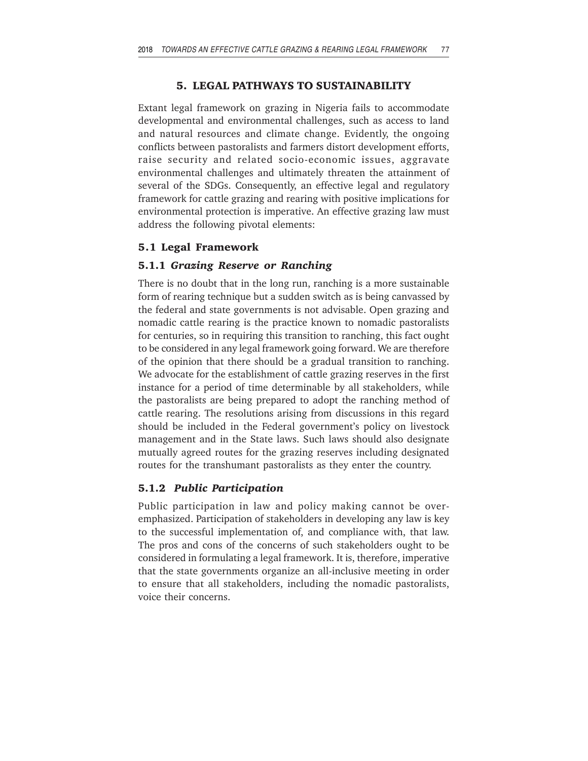## 5. LEGAL PATHWAYS TO SUSTAINABILITY

Extant legal framework on grazing in Nigeria fails to accommodate developmental and environmental challenges, such as access to land and natural resources and climate change. Evidently, the ongoing conflicts between pastoralists and farmers distort development efforts, raise security and related socio-economic issues, aggravate environmental challenges and ultimately threaten the attainment of several of the SDGs. Consequently, an effective legal and regulatory framework for cattle grazing and rearing with positive implications for environmental protection is imperative. An effective grazing law must address the following pivotal elements:

### 5.1 Legal Framework

#### 5.1.1 *Grazing Reserve or Ranching*

There is no doubt that in the long run, ranching is a more sustainable form of rearing technique but a sudden switch as is being canvassed by the federal and state governments is not advisable. Open grazing and nomadic cattle rearing is the practice known to nomadic pastoralists for centuries, so in requiring this transition to ranching, this fact ought to be considered in any legal framework going forward. We are therefore of the opinion that there should be a gradual transition to ranching. We advocate for the establishment of cattle grazing reserves in the first instance for a period of time determinable by all stakeholders, while the pastoralists are being prepared to adopt the ranching method of cattle rearing. The resolutions arising from discussions in this regard should be included in the Federal government's policy on livestock management and in the State laws. Such laws should also designate mutually agreed routes for the grazing reserves including designated routes for the transhumant pastoralists as they enter the country.

#### 5.1.2 *Public Participation*

Public participation in law and policy making cannot be over-emphasized. Participation of stakeholders in developing any law is key to the successful implementation of, and compliance with, that law. The pros and cons of the concerns of such stakeholders ought to be considered in formulating a legal framework. It is, therefore, imperative that the state governments organize an all-inclusive meeting in order to ensure that all stakeholders, including the nomadic pastoralists, voice their concerns.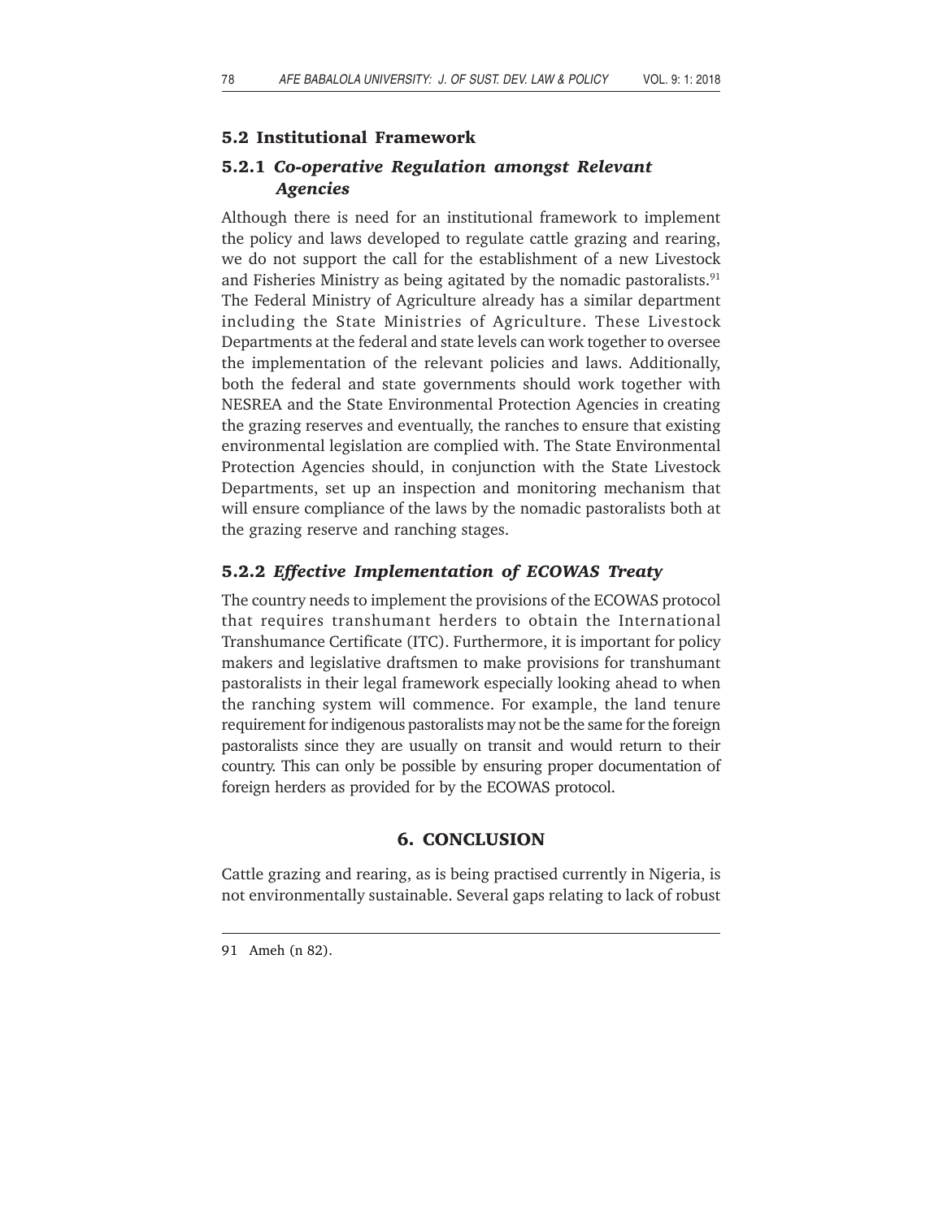## 5.2 Institutional Framework

### 5.2.1 *Co-operative Regulation amongst Relevant Agencies*

Although there is need for an institutional framework to implement the policy and laws developed to regulate cattle grazing and rearing, we do not support the call for the establishment of a new Livestock and Fisheries Ministry as being agitated by the nomadic pastoralists.[91] The Federal Ministry of Agriculture already has a similar department including the State Ministries of Agriculture. These Livestock Departments at the federal and state levels can work together to oversee the implementation of the relevant policies and laws. Additionally, both the federal and state governments should work together with NESREA and the State Environmental Protection Agencies in creating the grazing reserves and eventually, the ranches to ensure that existing environmental legislation are complied with. The State Environmental Protection Agencies should, in conjunction with the State Livestock Departments, set up an inspection and monitoring mechanism that will ensure compliance of the laws by the nomadic pastoralists both at the grazing reserve and ranching stages.

### 5.2.2 *Effective Implementation of ECOWAS Treaty*

The country needs to implement the provisions of the ECOWAS protocol that requires transhumant herders to obtain the International Transhumance Certificate (ITC). Furthermore, it is important for policy makers and legislative draftsmen to make provisions for transhumant pastoralists in their legal framework especially looking ahead to when the ranching system will commence. For example, the land tenure requirement for indigenous pastoralists may not be the same for the foreign pastoralists since they are usually on transit and would return to their country. This can only be possible by ensuring proper documentation of foreign herders as provided for by the ECOWAS protocol.

## 6. CONCLUSION

Cattle grazing and rearing, as is being practised currently in Nigeria, is not environmentally sustainable. Several gaps relating to lack of robust

---

91 Ameh (n 82).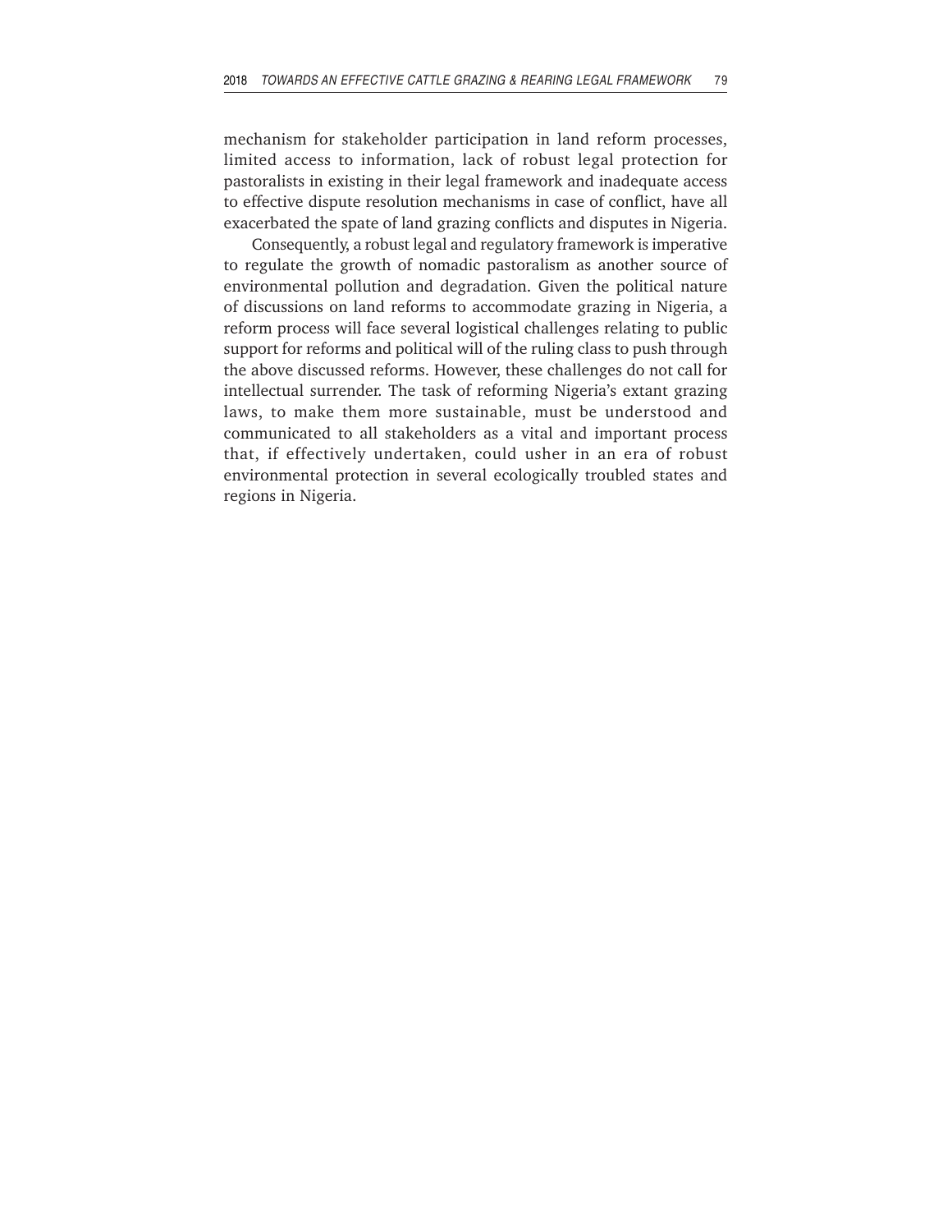mechanism for stakeholder participation in land reform processes, limited access to information, lack of robust legal protection for pastoralists in existing in their legal framework and inadequate access to effective dispute resolution mechanisms in case of conflict, have all exacerbated the spate of land grazing conflicts and disputes in Nigeria.

Consequently, a robust legal and regulatory framework is imperative to regulate the growth of nomadic pastoralism as another source of environmental pollution and degradation. Given the political nature of discussions on land reforms to accommodate grazing in Nigeria, a reform process will face several logistical challenges relating to public support for reforms and political will of the ruling class to push through the above discussed reforms. However, these challenges do not call for intellectual surrender. The task of reforming Nigeria's extant grazing laws, to make them more sustainable, must be understood and communicated to all stakeholders as a vital and important process that, if effectively undertaken, could usher in an era of robust environmental protection in several ecologically troubled states and regions in Nigeria.